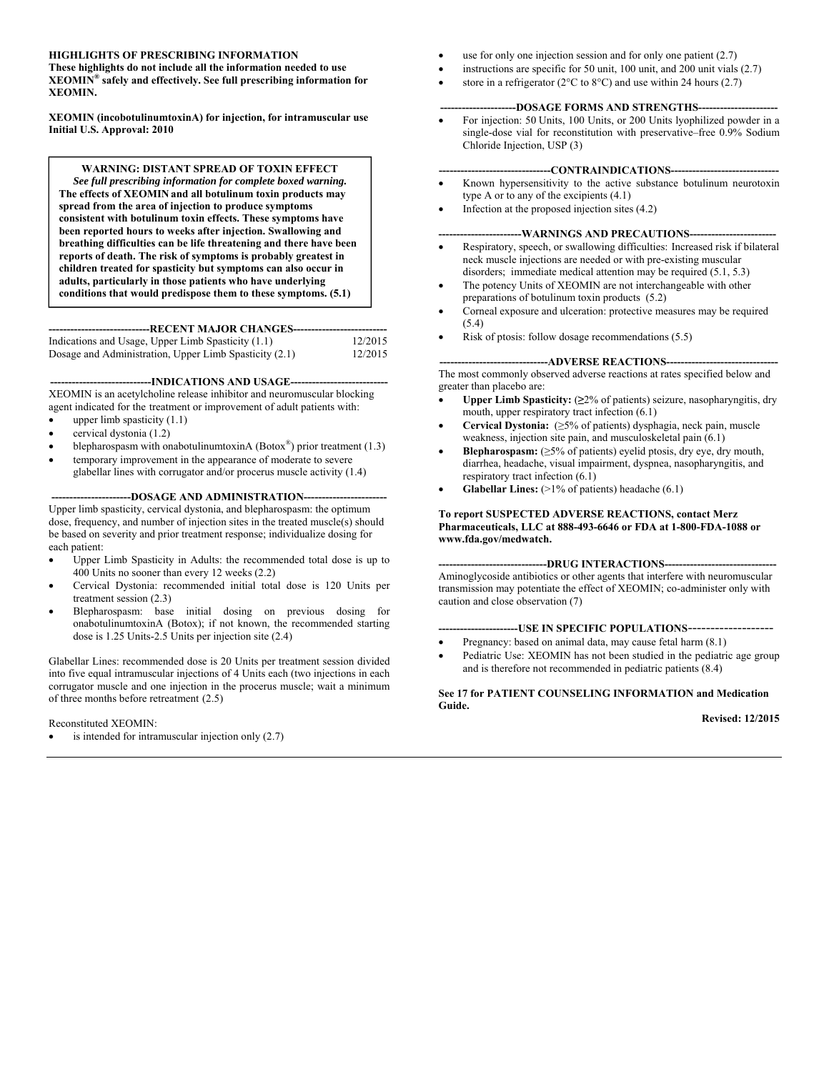**HIGHLIGHTS OF PRESCRIBING INFORMATION**
**These highlights do not include all the information needed to use XEOMIN® safely and effectively. See full prescribing information for XEOMIN.**

**XEOMIN (incobotulinumtoxinA) for injection, for intramuscular use**
**Initial U.S. Approval: 2010**

> **WARNING: DISTANT SPREAD OF TOXIN EFFECT**
> ***See full prescribing information for complete boxed warning.***
> **The effects of XEOMIN and all botulinum toxin products may spread from the area of injection to produce symptoms consistent with botulinum toxin effects. These symptoms have been reported hours to weeks after injection. Swallowing and breathing difficulties can be life threatening and there have been reports of death. The risk of symptoms is probably greatest in children treated for spasticity but symptoms can also occur in adults, particularly in those patients who have underlying conditions that would predispose them to these symptoms. (5.1)**

**----------------------------RECENT MAJOR CHANGES--------------------------**

| | |
|---|---|
| Indications and Usage, Upper Limb Spasticity (1.1) | 12/2015 |
| Dosage and Administration, Upper Limb Spasticity (2.1) | 12/2015 |

**----------------------------INDICATIONS AND USAGE---------------------------**

XEOMIN is an acetylcholine release inhibitor and neuromuscular blocking agent indicated for the treatment or improvement of adult patients with:

- upper limb spasticity (1.1)
- cervical dystonia (1.2)
- blepharospasm with onabotulinumtoxinA (Botox®) prior treatment (1.3)
- temporary improvement in the appearance of moderate to severe glabellar lines with corrugator and/or procerus muscle activity (1.4)

**----------------------DOSAGE AND ADMINISTRATION-----------------------**

Upper limb spasticity, cervical dystonia, and blepharospasm: the optimum dose, frequency, and number of injection sites in the treated muscle(s) should be based on severity and prior treatment response; individualize dosing for each patient:

- Upper Limb Spasticity in Adults: the recommended total dose is up to 400 Units no sooner than every 12 weeks (2.2)
- Cervical Dystonia: recommended initial total dose is 120 Units per treatment session (2.3)
- Blepharospasm: base initial dosing on previous dosing for onabotulinumtoxinA (Botox); if not known, the recommended starting dose is 1.25 Units-2.5 Units per injection site (2.4)

Glabellar Lines: recommended dose is 20 Units per treatment session divided into five equal intramuscular injections of 4 Units each (two injections in each corrugator muscle and one injection in the procerus muscle; wait a minimum of three months before retreatment (2.5)

Reconstituted XEOMIN:

- is intended for intramuscular injection only (2.7)
- use for only one injection session and for only one patient (2.7)
- instructions are specific for 50 unit, 100 unit, and 200 unit vials (2.7)
- store in a refrigerator (2°C to 8°C) and use within 24 hours (2.7)

**---------------------DOSAGE FORMS AND STRENGTHS----------------------**

- For injection: 50 Units, 100 Units, or 200 Units lyophilized powder in a single-dose vial for reconstitution with preservative–free 0.9% Sodium Chloride Injection, USP (3)

**-------------------------------CONTRAINDICATIONS------------------------------**

- Known hypersensitivity to the active substance botulinum neurotoxin type A or to any of the excipients (4.1)
- Infection at the proposed injection sites (4.2)

**-----------------------WARNINGS AND PRECAUTIONS------------------------**

- Respiratory, speech, or swallowing difficulties: Increased risk if bilateral neck muscle injections are needed or with pre-existing muscular disorders; immediate medical attention may be required (5.1, 5.3)
- The potency Units of XEOMIN are not interchangeable with other preparations of botulinum toxin products (5.2)
- Corneal exposure and ulceration: protective measures may be required (5.4)
- Risk of ptosis: follow dosage recommendations (5.5)

**------------------------------ADVERSE REACTIONS-------------------------------**

The most commonly observed adverse reactions at rates specified below and greater than placebo are:

- **Upper Limb Spasticity:** (≥2% of patients) seizure, nasopharyngitis, dry mouth, upper respiratory tract infection (6.1)
- **Cervical Dystonia:** (≥5% of patients) dysphagia, neck pain, muscle weakness, injection site pain, and musculoskeletal pain (6.1)
- **Blepharospasm:** (≥5% of patients) eyelid ptosis, dry eye, dry mouth, diarrhea, headache, visual impairment, dyspnea, nasopharyngitis, and respiratory tract infection (6.1)
- **Glabellar Lines:** (>1% of patients) headache (6.1)

**To report SUSPECTED ADVERSE REACTIONS, contact Merz Pharmaceuticals, LLC at 888-493-6646 or FDA at 1-800-FDA-1088 or www.fda.gov/medwatch.**

**------------------------------DRUG INTERACTIONS-------------------------------**

Aminoglycoside antibiotics or other agents that interfere with neuromuscular transmission may potentiate the effect of XEOMIN; co-administer only with caution and close observation (7)

**----------------------USE IN SPECIFIC POPULATIONS-------------------**

- Pregnancy: based on animal data, may cause fetal harm (8.1)
- Pediatric Use: XEOMIN has not been studied in the pediatric age group and is therefore not recommended in pediatric patients (8.4)

**See 17 for PATIENT COUNSELING INFORMATION and Medication Guide.**

**Revised: 12/2015**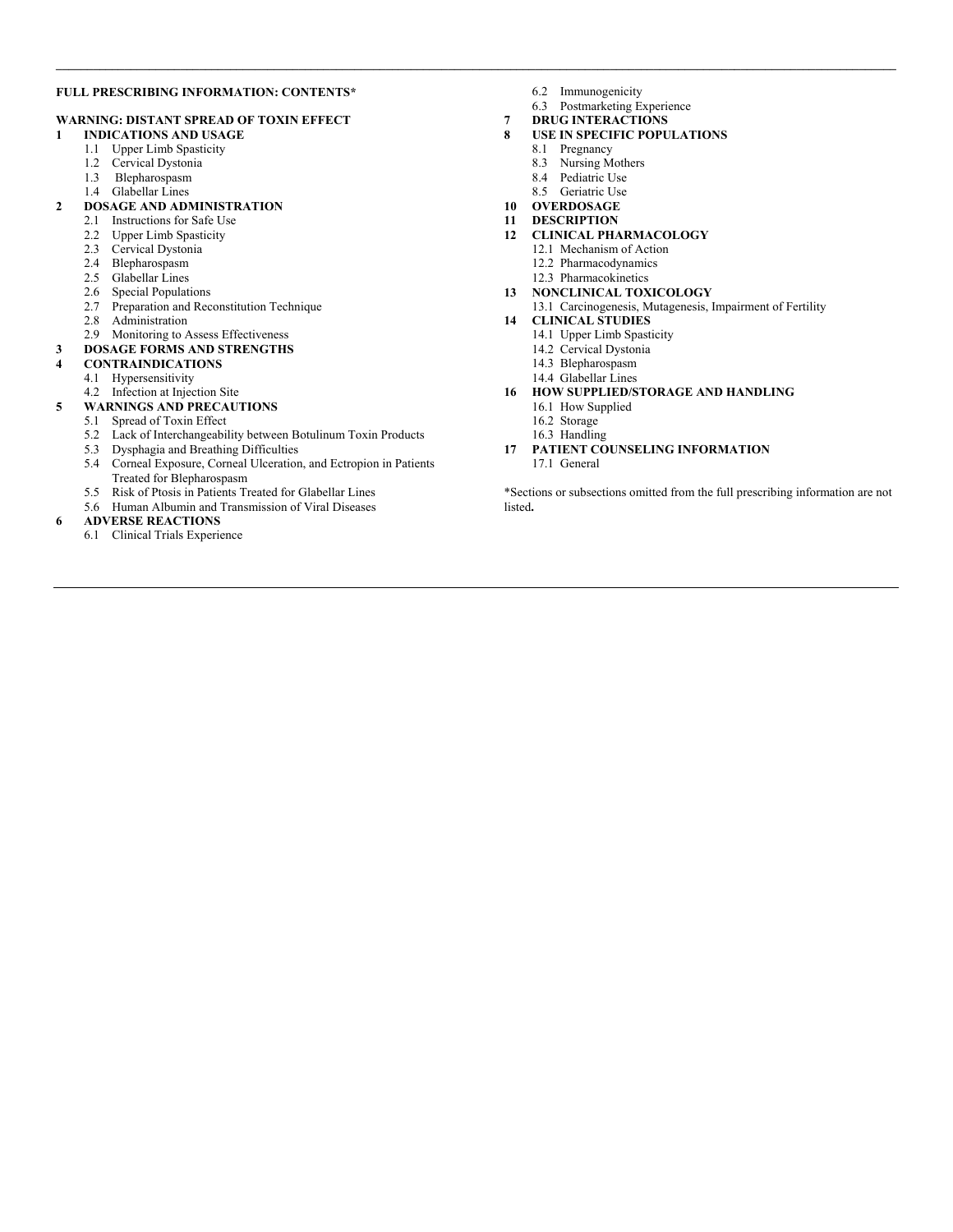**FULL PRESCRIBING INFORMATION: CONTENTS***

**WARNING: DISTANT SPREAD OF TOXIN EFFECT**

**1 INDICATIONS AND USAGE**
- 1.1 Upper Limb Spasticity
- 1.2 Cervical Dystonia
- 1.3 Blepharospasm
- 1.4 Glabellar Lines

**2 DOSAGE AND ADMINISTRATION**
- 2.1 Instructions for Safe Use
- 2.2 Upper Limb Spasticity
- 2.3 Cervical Dystonia
- 2.4 Blepharospasm
- 2.5 Glabellar Lines
- 2.6 Special Populations
- 2.7 Preparation and Reconstitution Technique
- 2.8 Administration
- 2.9 Monitoring to Assess Effectiveness

**3 DOSAGE FORMS AND STRENGTHS**

**4 CONTRAINDICATIONS**
- 4.1 Hypersensitivity
- 4.2 Infection at Injection Site

**5 WARNINGS AND PRECAUTIONS**
- 5.1 Spread of Toxin Effect
- 5.2 Lack of Interchangeability between Botulinum Toxin Products
- 5.3 Dysphagia and Breathing Difficulties
- 5.4 Corneal Exposure, Corneal Ulceration, and Ectropion in Patients Treated for Blepharospasm
- 5.5 Risk of Ptosis in Patients Treated for Glabellar Lines
- 5.6 Human Albumin and Transmission of Viral Diseases

**6 ADVERSE REACTIONS**
- 6.1 Clinical Trials Experience
- 6.2 Immunogenicity
- 6.3 Postmarketing Experience

**7 DRUG INTERACTIONS**

**8 USE IN SPECIFIC POPULATIONS**
- 8.1 Pregnancy
- 8.3 Nursing Mothers
- 8.4 Pediatric Use
- 8.5 Geriatric Use

**10 OVERDOSAGE**

**11 DESCRIPTION**

**12 CLINICAL PHARMACOLOGY**
- 12.1 Mechanism of Action
- 12.2 Pharmacodynamics
- 12.3 Pharmacokinetics

**13 NONCLINICAL TOXICOLOGY**
- 13.1 Carcinogenesis, Mutagenesis, Impairment of Fertility

**14 CLINICAL STUDIES**
- 14.1 Upper Limb Spasticity
- 14.2 Cervical Dystonia
- 14.3 Blepharospasm
- 14.4 Glabellar Lines

**16 HOW SUPPLIED/STORAGE AND HANDLING**
- 16.1 How Supplied
- 16.2 Storage
- 16.3 Handling

**17 PATIENT COUNSELING INFORMATION**
- 17.1 General

*Sections or subsections omitted from the full prescribing information are not listed**.**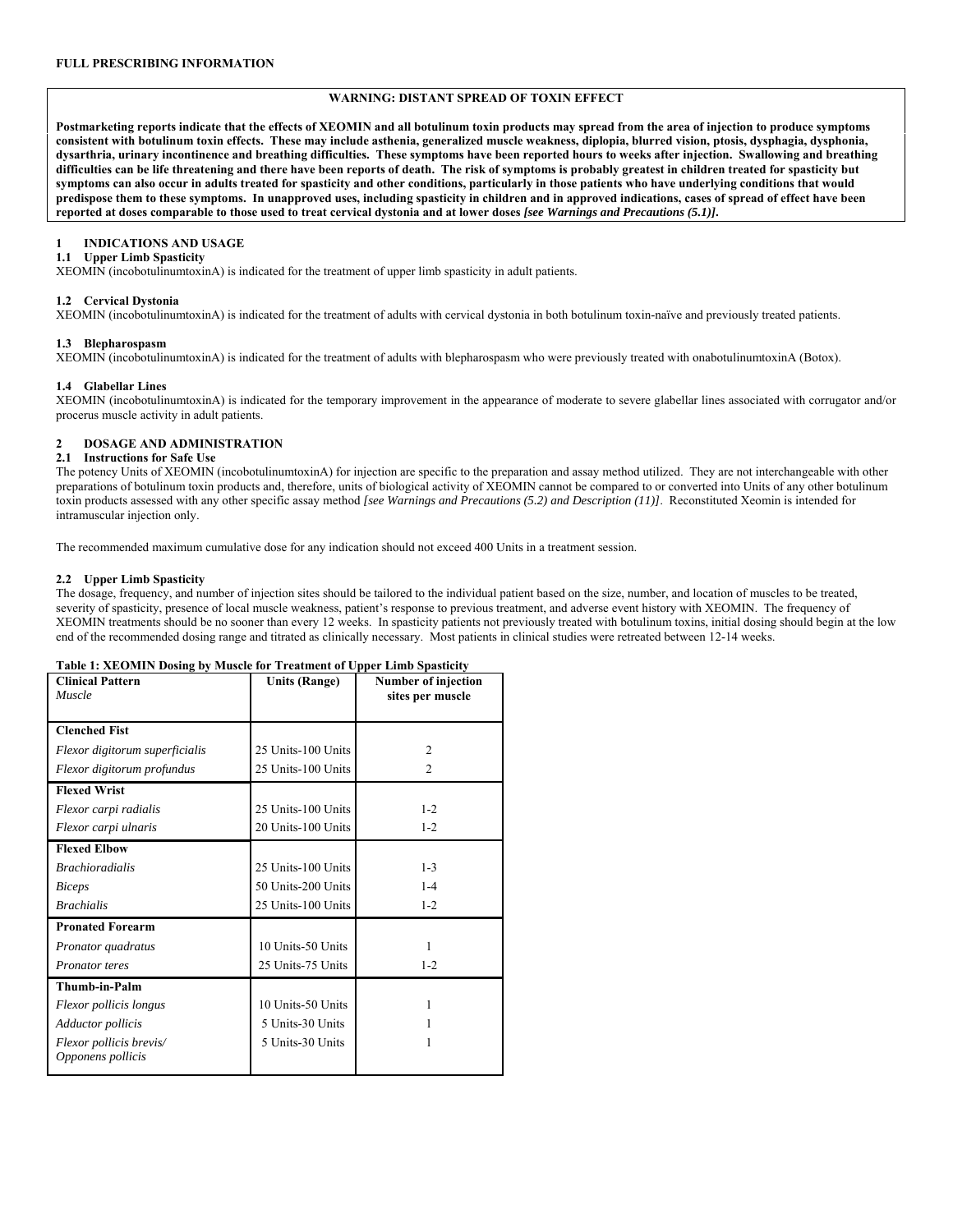**FULL PRESCRIBING INFORMATION**

**WARNING: DISTANT SPREAD OF TOXIN EFFECT**

**Postmarketing reports indicate that the effects of XEOMIN and all botulinum toxin products may spread from the area of injection to produce symptoms consistent with botulinum toxin effects. These may include asthenia, generalized muscle weakness, diplopia, blurred vision, ptosis, dysphagia, dysphonia, dysarthria, urinary incontinence and breathing difficulties. These symptoms have been reported hours to weeks after injection. Swallowing and breathing difficulties can be life threatening and there have been reports of death. The risk of symptoms is probably greatest in children treated for spasticity but symptoms can also occur in adults treated for spasticity and other conditions, particularly in those patients who have underlying conditions that would predispose them to these symptoms. In unapproved uses, including spasticity in children and in approved indications, cases of spread of effect have been reported at doses comparable to those used to treat cervical dystonia and at lower doses *[see Warnings and Precautions (5.1)]*.**

## 1 INDICATIONS AND USAGE

### 1.1 Upper Limb Spasticity

XEOMIN (incobotulinumtoxinA) is indicated for the treatment of upper limb spasticity in adult patients.

### 1.2 Cervical Dystonia

XEOMIN (incobotulinumtoxinA) is indicated for the treatment of adults with cervical dystonia in both botulinum toxin-naïve and previously treated patients.

### 1.3 Blepharospasm

XEOMIN (incobotulinumtoxinA) is indicated for the treatment of adults with blepharospasm who were previously treated with onabotulinumtoxinA (Botox).

### 1.4 Glabellar Lines

XEOMIN (incobotulinumtoxinA) is indicated for the temporary improvement in the appearance of moderate to severe glabellar lines associated with corrugator and/or procerus muscle activity in adult patients.

## 2 DOSAGE AND ADMINISTRATION

### 2.1 Instructions for Safe Use

The potency Units of XEOMIN (incobotulinumtoxinA) for injection are specific to the preparation and assay method utilized. They are not interchangeable with other preparations of botulinum toxin products and, therefore, units of biological activity of XEOMIN cannot be compared to or converted into Units of any other botulinum toxin products assessed with any other specific assay method *[see Warnings and Precautions (5.2) and Description (11)]*. Reconstituted Xeomin is intended for intramuscular injection only.

The recommended maximum cumulative dose for any indication should not exceed 400 Units in a treatment session.

### 2.2 Upper Limb Spasticity

The dosage, frequency, and number of injection sites should be tailored to the individual patient based on the size, number, and location of muscles to be treated, severity of spasticity, presence of local muscle weakness, patient's response to previous treatment, and adverse event history with XEOMIN. The frequency of XEOMIN treatments should be no sooner than every 12 weeks. In spasticity patients not previously treated with botulinum toxins, initial dosing should begin at the low end of the recommended dosing range and titrated as clinically necessary. Most patients in clinical studies were retreated between 12-14 weeks.

**Table 1: XEOMIN Dosing by Muscle for Treatment of Upper Limb Spasticity**

| **Clinical Pattern** *Muscle* | **Units (Range)** | **Number of injection sites per muscle** |
|---|---|---|
| **Clenched Fist** | | |
| *Flexor digitorum superficialis* | 25 Units-100 Units | 2 |
| *Flexor digitorum profundus* | 25 Units-100 Units | 2 |
| **Flexed Wrist** | | |
| *Flexor carpi radialis* | 25 Units-100 Units | 1-2 |
| *Flexor carpi ulnaris* | 20 Units-100 Units | 1-2 |
| **Flexed Elbow** | | |
| *Brachioradialis* | 25 Units-100 Units | 1-3 |
| *Biceps* | 50 Units-200 Units | 1-4 |
| *Brachialis* | 25 Units-100 Units | 1-2 |
| **Pronated Forearm** | | |
| *Pronator quadratus* | 10 Units-50 Units | 1 |
| *Pronator teres* | 25 Units-75 Units | 1-2 |
| **Thumb-in-Palm** | | |
| *Flexor pollicis longus* | 10 Units-50 Units | 1 |
| *Adductor pollicis* | 5 Units-30 Units | 1 |
| *Flexor pollicis brevis/ Opponens pollicis* | 5 Units-30 Units | 1 |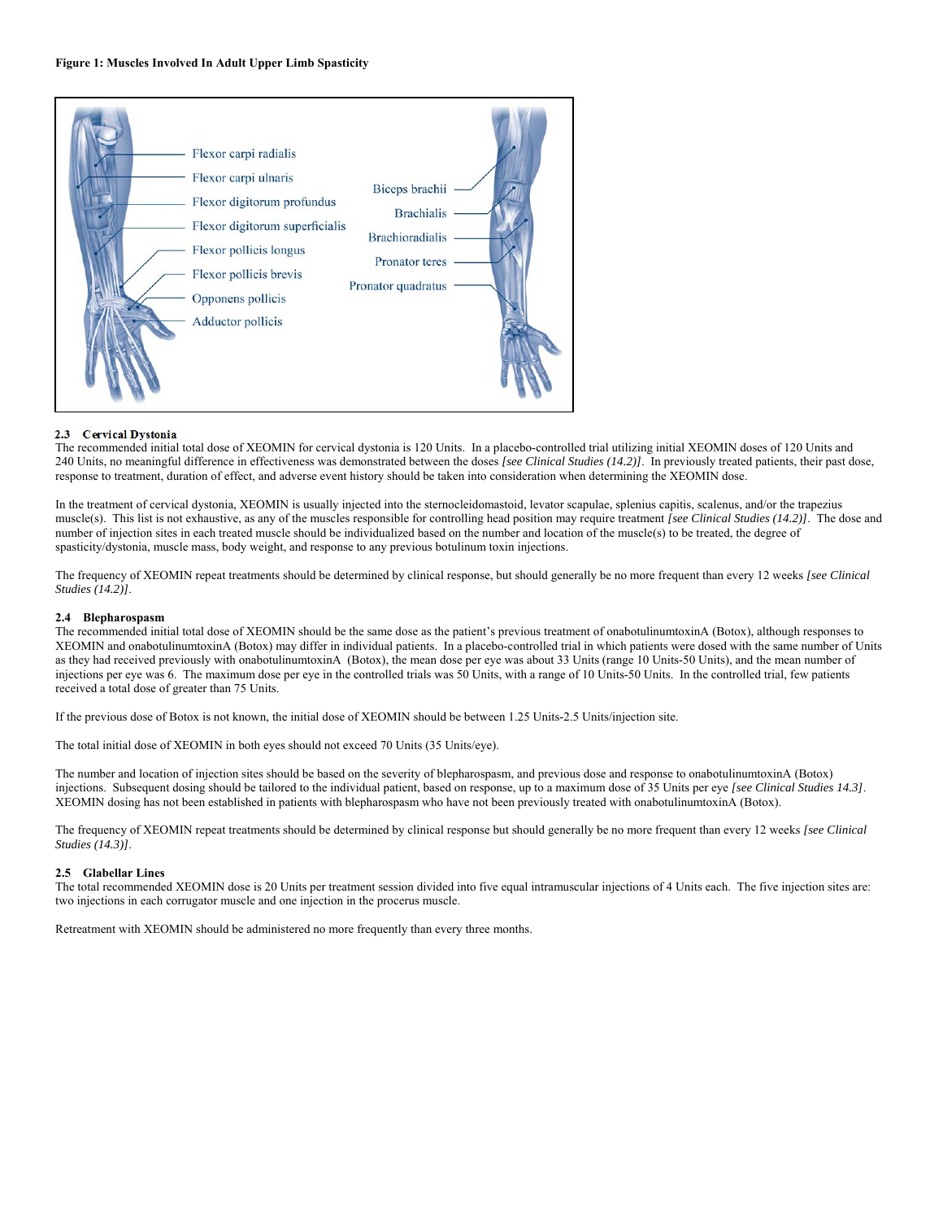**Figure 1: Muscles Involved In Adult Upper Limb Spasticity**

### 2.3 Cervical Dystonia

The recommended initial total dose of XEOMIN for cervical dystonia is 120 Units. In a placebo-controlled trial utilizing initial XEOMIN doses of 120 Units and 240 Units, no meaningful difference in effectiveness was demonstrated between the doses *[see Clinical Studies (14.2)]*. In previously treated patients, their past dose, response to treatment, duration of effect, and adverse event history should be taken into consideration when determining the XEOMIN dose.

In the treatment of cervical dystonia, XEOMIN is usually injected into the sternocleidomastoid, levator scapulae, splenius capitis, scalenus, and/or the trapezius muscle(s). This list is not exhaustive, as any of the muscles responsible for controlling head position may require treatment *[see Clinical Studies (14.2)]*. The dose and number of injection sites in each treated muscle should be individualized based on the number and location of the muscle(s) to be treated, the degree of spasticity/dystonia, muscle mass, body weight, and response to any previous botulinum toxin injections.

The frequency of XEOMIN repeat treatments should be determined by clinical response, but should generally be no more frequent than every 12 weeks *[see Clinical Studies (14.2)]*.

### 2.4 Blepharospasm

The recommended initial total dose of XEOMIN should be the same dose as the patient's previous treatment of onabotulinumtoxinA (Botox), although responses to XEOMIN and onabotulinumtoxinA (Botox) may differ in individual patients. In a placebo-controlled trial in which patients were dosed with the same number of Units as they had received previously with onabotulinumtoxinA (Botox), the mean dose per eye was about 33 Units (range 10 Units-50 Units), and the mean number of injections per eye was 6. The maximum dose per eye in the controlled trials was 50 Units, with a range of 10 Units-50 Units. In the controlled trial, few patients received a total dose of greater than 75 Units.

If the previous dose of Botox is not known, the initial dose of XEOMIN should be between 1.25 Units-2.5 Units/injection site.

The total initial dose of XEOMIN in both eyes should not exceed 70 Units (35 Units/eye).

The number and location of injection sites should be based on the severity of blepharospasm, and previous dose and response to onabotulinumtoxinA (Botox) injections. Subsequent dosing should be tailored to the individual patient, based on response, up to a maximum dose of 35 Units per eye *[see Clinical Studies 14.3]*. XEOMIN dosing has not been established in patients with blepharospasm who have not been previously treated with onabotulinumtoxinA (Botox).

The frequency of XEOMIN repeat treatments should be determined by clinical response but should generally be no more frequent than every 12 weeks *[see Clinical Studies (14.3)]*.

### 2.5 Glabellar Lines

The total recommended XEOMIN dose is 20 Units per treatment session divided into five equal intramuscular injections of 4 Units each. The five injection sites are: two injections in each corrugator muscle and one injection in the procerus muscle.

Retreatment with XEOMIN should be administered no more frequently than every three months.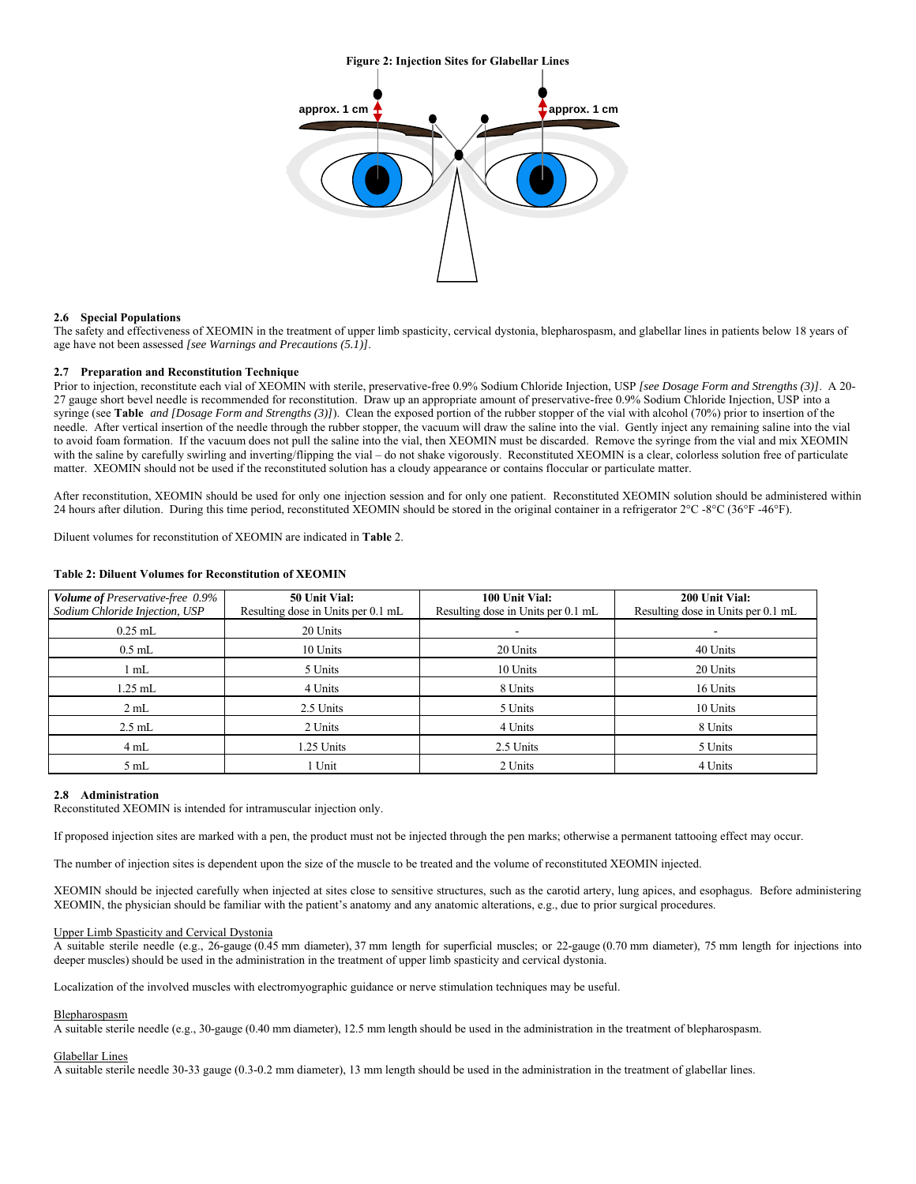**Figure 2: Injection Sites for Glabellar Lines**

approx. 1 cm

approx. 1 cm

### 2.6 Special Populations

The safety and effectiveness of XEOMIN in the treatment of upper limb spasticity, cervical dystonia, blepharospasm, and glabellar lines in patients below 18 years of age have not been assessed *[see Warnings and Precautions (5.1)]*.

### 2.7 Preparation and Reconstitution Technique

Prior to injection, reconstitute each vial of XEOMIN with sterile, preservative-free 0.9% Sodium Chloride Injection, USP *[see Dosage Form and Strengths (3)]*. A 20-27 gauge short bevel needle is recommended for reconstitution. Draw up an appropriate amount of preservative-free 0.9% Sodium Chloride Injection, USP into a syringe (see **Table** and *[Dosage Form and Strengths (3)]*). Clean the exposed portion of the rubber stopper of the vial with alcohol (70%) prior to insertion of the needle. After vertical insertion of the needle through the rubber stopper, the vacuum will draw the saline into the vial. Gently inject any remaining saline into the vial to avoid foam formation. If the vacuum does not pull the saline into the vial, then XEOMIN must be discarded. Remove the syringe from the vial and mix XEOMIN with the saline by carefully swirling and inverting/flipping the vial – do not shake vigorously. Reconstituted XEOMIN is a clear, colorless solution free of particulate matter. XEOMIN should not be used if the reconstituted solution has a cloudy appearance or contains floccular or particulate matter.

After reconstitution, XEOMIN should be used for only one injection session and for only one patient. Reconstituted XEOMIN solution should be administered within 24 hours after dilution. During this time period, reconstituted XEOMIN should be stored in the original container in a refrigerator 2°C -8°C (36°F -46°F).

Diluent volumes for reconstitution of XEOMIN are indicated in **Table** 2.

**Table 2: Diluent Volumes for Reconstitution of XEOMIN**

| ***Volume of*** *Preservative-free 0.9% Sodium Chloride Injection, USP* | **50 Unit Vial:** Resulting dose in Units per 0.1 mL | **100 Unit Vial:** Resulting dose in Units per 0.1 mL | **200 Unit Vial:** Resulting dose in Units per 0.1 mL |
|---|---|---|---|
| 0.25 mL | 20 Units | - | - |
| 0.5 mL | 10 Units | 20 Units | 40 Units |
| 1 mL | 5 Units | 10 Units | 20 Units |
| 1.25 mL | 4 Units | 8 Units | 16 Units |
| 2 mL | 2.5 Units | 5 Units | 10 Units |
| 2.5 mL | 2 Units | 4 Units | 8 Units |
| 4 mL | 1.25 Units | 2.5 Units | 5 Units |
| 5 mL | 1 Unit | 2 Units | 4 Units |

### 2.8 Administration

Reconstituted XEOMIN is intended for intramuscular injection only.

If proposed injection sites are marked with a pen, the product must not be injected through the pen marks; otherwise a permanent tattooing effect may occur.

The number of injection sites is dependent upon the size of the muscle to be treated and the volume of reconstituted XEOMIN injected.

XEOMIN should be injected carefully when injected at sites close to sensitive structures, such as the carotid artery, lung apices, and esophagus. Before administering XEOMIN, the physician should be familiar with the patient's anatomy and any anatomic alterations, e.g., due to prior surgical procedures.

Upper Limb Spasticity and Cervical Dystonia

A suitable sterile needle (e.g., 26-gauge (0.45 mm diameter), 37 mm length for superficial muscles; or 22-gauge (0.70 mm diameter), 75 mm length for injections into deeper muscles) should be used in the administration in the treatment of upper limb spasticity and cervical dystonia.

Localization of the involved muscles with electromyographic guidance or nerve stimulation techniques may be useful.

Blepharospasm

A suitable sterile needle (e.g., 30-gauge (0.40 mm diameter), 12.5 mm length should be used in the administration in the treatment of blepharospasm.

Glabellar Lines

A suitable sterile needle 30-33 gauge (0.3-0.2 mm diameter), 13 mm length should be used in the administration in the treatment of glabellar lines.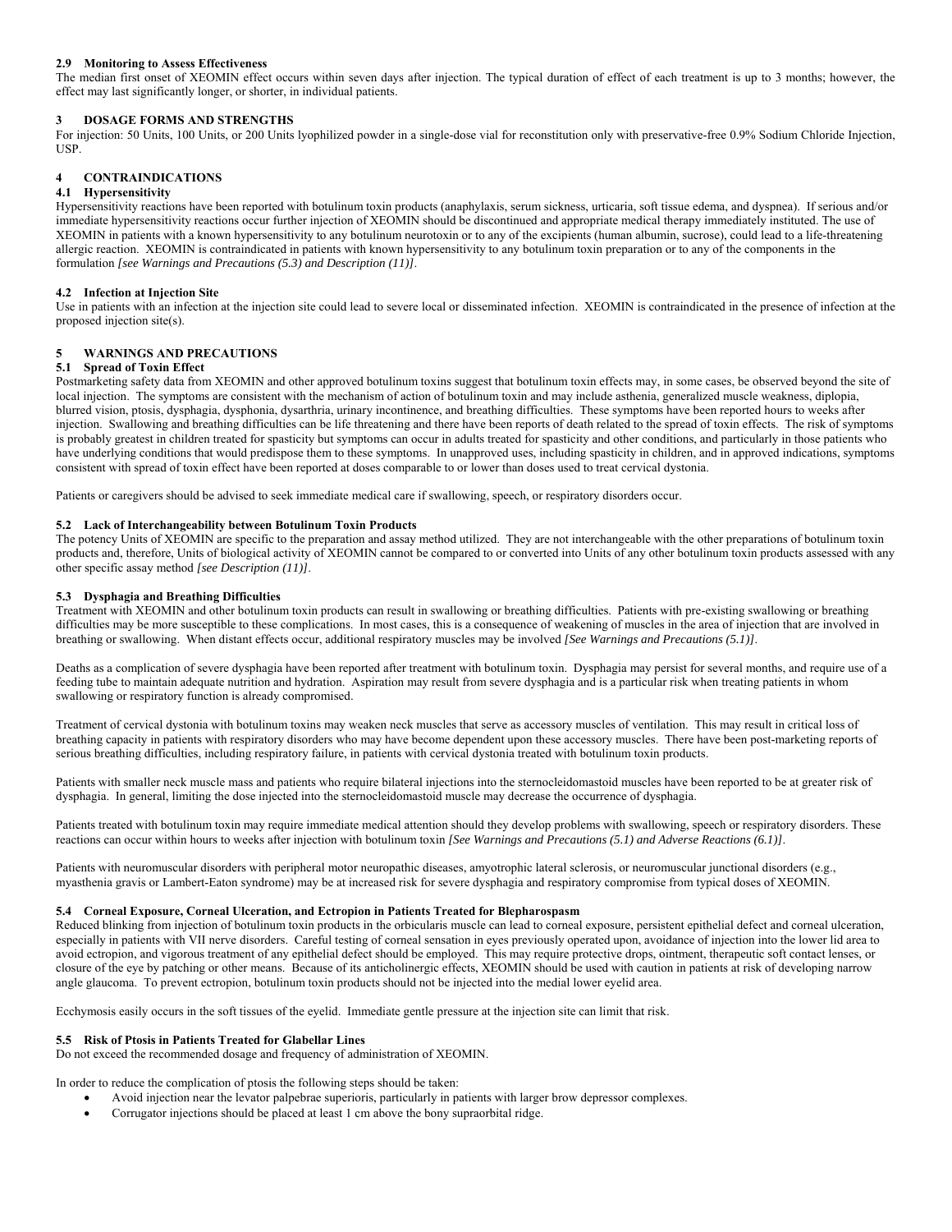### 2.9 Monitoring to Assess Effectiveness

The median first onset of XEOMIN effect occurs within seven days after injection. The typical duration of effect of each treatment is up to 3 months; however, the effect may last significantly longer, or shorter, in individual patients.

## 3 DOSAGE FORMS AND STRENGTHS

For injection: 50 Units, 100 Units, or 200 Units lyophilized powder in a single-dose vial for reconstitution only with preservative-free 0.9% Sodium Chloride Injection, USP.

## 4 CONTRAINDICATIONS

### 4.1 Hypersensitivity

Hypersensitivity reactions have been reported with botulinum toxin products (anaphylaxis, serum sickness, urticaria, soft tissue edema, and dyspnea). If serious and/or immediate hypersensitivity reactions occur further injection of XEOMIN should be discontinued and appropriate medical therapy immediately instituted. The use of XEOMIN in patients with a known hypersensitivity to any botulinum neurotoxin or to any of the excipients (human albumin, sucrose), could lead to a life-threatening allergic reaction. XEOMIN is contraindicated in patients with known hypersensitivity to any botulinum toxin preparation or to any of the components in the formulation *[see Warnings and Precautions (5.3) and Description (11)]*.

### 4.2 Infection at Injection Site

Use in patients with an infection at the injection site could lead to severe local or disseminated infection. XEOMIN is contraindicated in the presence of infection at the proposed injection site(s).

## 5 WARNINGS AND PRECAUTIONS

### 5.1 Spread of Toxin Effect

Postmarketing safety data from XEOMIN and other approved botulinum toxins suggest that botulinum toxin effects may, in some cases, be observed beyond the site of local injection. The symptoms are consistent with the mechanism of action of botulinum toxin and may include asthenia, generalized muscle weakness, diplopia, blurred vision, ptosis, dysphagia, dysphonia, dysarthria, urinary incontinence, and breathing difficulties. These symptoms have been reported hours to weeks after injection. Swallowing and breathing difficulties can be life threatening and there have been reports of death related to the spread of toxin effects. The risk of symptoms is probably greatest in children treated for spasticity but symptoms can occur in adults treated for spasticity and other conditions, and particularly in those patients who have underlying conditions that would predispose them to these symptoms. In unapproved uses, including spasticity in children, and in approved indications, symptoms consistent with spread of toxin effect have been reported at doses comparable to or lower than doses used to treat cervical dystonia.

Patients or caregivers should be advised to seek immediate medical care if swallowing, speech, or respiratory disorders occur.

### 5.2 Lack of Interchangeability between Botulinum Toxin Products

The potency Units of XEOMIN are specific to the preparation and assay method utilized. They are not interchangeable with the other preparations of botulinum toxin products and, therefore, Units of biological activity of XEOMIN cannot be compared to or converted into Units of any other botulinum toxin products assessed with any other specific assay method *[see Description (11)]*.

### 5.3 Dysphagia and Breathing Difficulties

Treatment with XEOMIN and other botulinum toxin products can result in swallowing or breathing difficulties. Patients with pre-existing swallowing or breathing difficulties may be more susceptible to these complications. In most cases, this is a consequence of weakening of muscles in the area of injection that are involved in breathing or swallowing. When distant effects occur, additional respiratory muscles may be involved *[See Warnings and Precautions (5.1)]*.

Deaths as a complication of severe dysphagia have been reported after treatment with botulinum toxin. Dysphagia may persist for several months, and require use of a feeding tube to maintain adequate nutrition and hydration. Aspiration may result from severe dysphagia and is a particular risk when treating patients in whom swallowing or respiratory function is already compromised.

Treatment of cervical dystonia with botulinum toxins may weaken neck muscles that serve as accessory muscles of ventilation. This may result in critical loss of breathing capacity in patients with respiratory disorders who may have become dependent upon these accessory muscles. There have been post-marketing reports of serious breathing difficulties, including respiratory failure, in patients with cervical dystonia treated with botulinum toxin products.

Patients with smaller neck muscle mass and patients who require bilateral injections into the sternocleidomastoid muscles have been reported to be at greater risk of dysphagia. In general, limiting the dose injected into the sternocleidomastoid muscle may decrease the occurrence of dysphagia.

Patients treated with botulinum toxin may require immediate medical attention should they develop problems with swallowing, speech or respiratory disorders. These reactions can occur within hours to weeks after injection with botulinum toxin *[See Warnings and Precautions (5.1) and Adverse Reactions (6.1)]*.

Patients with neuromuscular disorders with peripheral motor neuropathic diseases, amyotrophic lateral sclerosis, or neuromuscular junctional disorders (e.g., myasthenia gravis or Lambert-Eaton syndrome) may be at increased risk for severe dysphagia and respiratory compromise from typical doses of XEOMIN.

### 5.4 Corneal Exposure, Corneal Ulceration, and Ectropion in Patients Treated for Blepharospasm

Reduced blinking from injection of botulinum toxin products in the orbicularis muscle can lead to corneal exposure, persistent epithelial defect and corneal ulceration, especially in patients with VII nerve disorders. Careful testing of corneal sensation in eyes previously operated upon, avoidance of injection into the lower lid area to avoid ectropion, and vigorous treatment of any epithelial defect should be employed. This may require protective drops, ointment, therapeutic soft contact lenses, or closure of the eye by patching or other means. Because of its anticholinergic effects, XEOMIN should be used with caution in patients at risk of developing narrow angle glaucoma. To prevent ectropion, botulinum toxin products should not be injected into the medial lower eyelid area.

Ecchymosis easily occurs in the soft tissues of the eyelid. Immediate gentle pressure at the injection site can limit that risk.

### 5.5 Risk of Ptosis in Patients Treated for Glabellar Lines

Do not exceed the recommended dosage and frequency of administration of XEOMIN.

In order to reduce the complication of ptosis the following steps should be taken:

- Avoid injection near the levator palpebrae superioris, particularly in patients with larger brow depressor complexes.
- Corrugator injections should be placed at least 1 cm above the bony supraorbital ridge.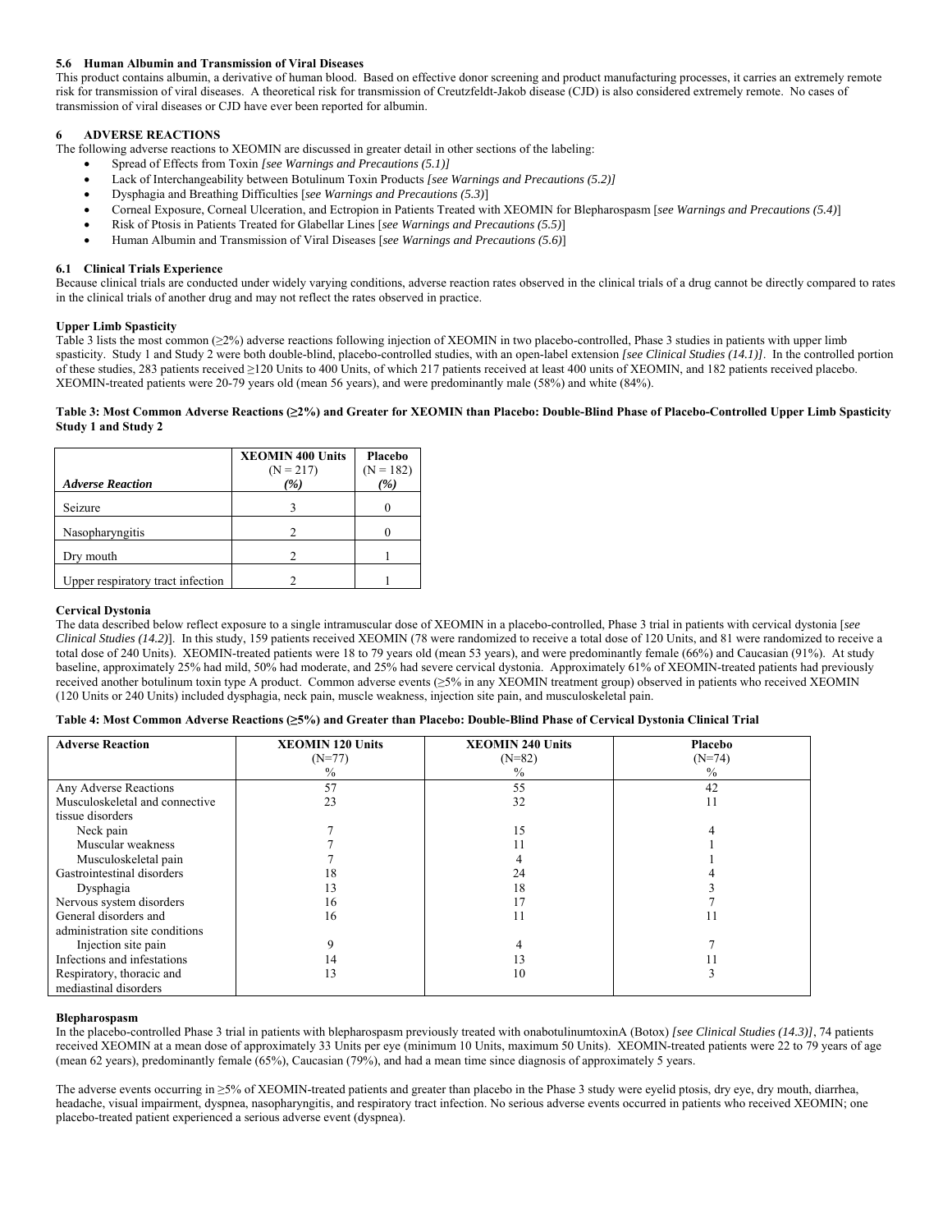### 5.6 Human Albumin and Transmission of Viral Diseases

This product contains albumin, a derivative of human blood. Based on effective donor screening and product manufacturing processes, it carries an extremely remote risk for transmission of viral diseases. A theoretical risk for transmission of Creutzfeldt-Jakob disease (CJD) is also considered extremely remote. No cases of transmission of viral diseases or CJD have ever been reported for albumin.

## 6 ADVERSE REACTIONS

The following adverse reactions to XEOMIN are discussed in greater detail in other sections of the labeling:

- Spread of Effects from Toxin *[see Warnings and Precautions (5.1)]*
- Lack of Interchangeability between Botulinum Toxin Products *[see Warnings and Precautions (5.2)]*
- Dysphagia and Breathing Difficulties [*see Warnings and Precautions (5.3)*]
- Corneal Exposure, Corneal Ulceration, and Ectropion in Patients Treated with XEOMIN for Blepharospasm [*see Warnings and Precautions (5.4)*]
- Risk of Ptosis in Patients Treated for Glabellar Lines [*see Warnings and Precautions (5.5)*]
- Human Albumin and Transmission of Viral Diseases [*see Warnings and Precautions (5.6)*]

### 6.1 Clinical Trials Experience

Because clinical trials are conducted under widely varying conditions, adverse reaction rates observed in the clinical trials of a drug cannot be directly compared to rates in the clinical trials of another drug and may not reflect the rates observed in practice.

**Upper Limb Spasticity**

Table 3 lists the most common (≥2%) adverse reactions following injection of XEOMIN in two placebo-controlled, Phase 3 studies in patients with upper limb spasticity. Study 1 and Study 2 were both double-blind, placebo-controlled studies, with an open-label extension *[see Clinical Studies (14.1)]*. In the controlled portion of these studies, 283 patients received ≥120 Units to 400 Units, of which 217 patients received at least 400 units of XEOMIN, and 182 patients received placebo. XEOMIN-treated patients were 20-79 years old (mean 56 years), and were predominantly male (58%) and white (84%).

**Table 3: Most Common Adverse Reactions (≥2%) and Greater for XEOMIN than Placebo: Double-Blind Phase of Placebo-Controlled Upper Limb Spasticity Study 1 and Study 2**

| *Adverse Reaction* | **XEOMIN 400 Units** (N = 217) *(%)* | **Placebo** (N = 182) *(%)* |
|---|---|---|
| Seizure | 3 | 0 |
| Nasopharyngitis | 2 | 0 |
| Dry mouth | 2 | 1 |
| Upper respiratory tract infection | 2 | 1 |

**Cervical Dystonia**

The data described below reflect exposure to a single intramuscular dose of XEOMIN in a placebo-controlled, Phase 3 trial in patients with cervical dystonia [*see Clinical Studies (14.2)*]. In this study, 159 patients received XEOMIN (78 were randomized to receive a total dose of 120 Units, and 81 were randomized to receive a total dose of 240 Units). XEOMIN-treated patients were 18 to 79 years old (mean 53 years), and were predominantly female (66%) and Caucasian (91%). At study baseline, approximately 25% had mild, 50% had moderate, and 25% had severe cervical dystonia. Approximately 61% of XEOMIN-treated patients had previously received another botulinum toxin type A product. Common adverse events (≥5% in any XEOMIN treatment group) observed in patients who received XEOMIN (120 Units or 240 Units) included dysphagia, neck pain, muscle weakness, injection site pain, and musculoskeletal pain.

**Table 4: Most Common Adverse Reactions (≥5%) and Greater than Placebo: Double-Blind Phase of Cervical Dystonia Clinical Trial**

| **Adverse Reaction** | **XEOMIN 120 Units** (N=77) % | **XEOMIN 240 Units** (N=82) % | **Placebo** (N=74) % |
|---|---|---|---|
| Any Adverse Reactions | 57 | 55 | 42 |
| Musculoskeletal and connective tissue disorders | 23 | 32 | 11 |
| Neck pain | 7 | 15 | 4 |
| Muscular weakness | 7 | 11 | 1 |
| Musculoskeletal pain | 7 | 4 | 1 |
| Gastrointestinal disorders | 18 | 24 | 4 |
| Dysphagia | 13 | 18 | 3 |
| Nervous system disorders | 16 | 17 | 7 |
| General disorders and administration site conditions | 16 | 11 | 11 |
| Injection site pain | 9 | 4 | 7 |
| Infections and infestations | 14 | 13 | 11 |
| Respiratory, thoracic and mediastinal disorders | 13 | 10 | 3 |

**Blepharospasm**

In the placebo-controlled Phase 3 trial in patients with blepharospasm previously treated with onabotulinumtoxinA (Botox) *[see Clinical Studies (14.3)]*, 74 patients received XEOMIN at a mean dose of approximately 33 Units per eye (minimum 10 Units, maximum 50 Units). XEOMIN-treated patients were 22 to 79 years of age (mean 62 years), predominantly female (65%), Caucasian (79%), and had a mean time since diagnosis of approximately 5 years.

The adverse events occurring in ≥5% of XEOMIN-treated patients and greater than placebo in the Phase 3 study were eyelid ptosis, dry eye, dry mouth, diarrhea, headache, visual impairment, dyspnea, nasopharyngitis, and respiratory tract infection. No serious adverse events occurred in patients who received XEOMIN; one placebo-treated patient experienced a serious adverse event (dyspnea).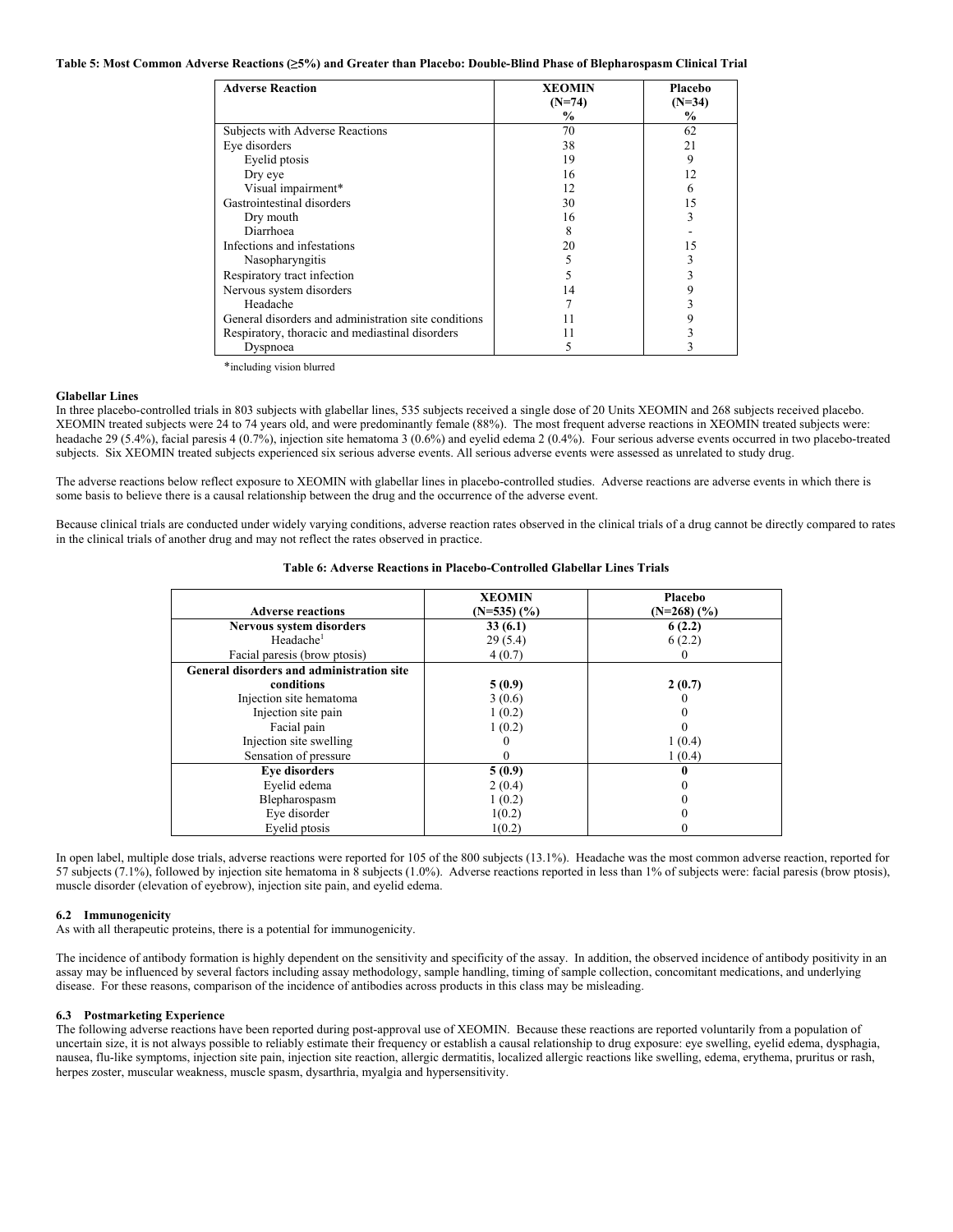**Table 5: Most Common Adverse Reactions (≥5%) and Greater than Placebo: Double-Blind Phase of Blepharospasm Clinical Trial**

| Adverse Reaction | XEOMIN (N=74) % | Placebo (N=34) % |
|---|---|---|
| Subjects with Adverse Reactions | 70 | 62 |
| Eye disorders | 38 | 21 |
| Eyelid ptosis | 19 | 9 |
| Dry eye | 16 | 12 |
| Visual impairment* | 12 | 6 |
| Gastrointestinal disorders | 30 | 15 |
| Dry mouth | 16 | 3 |
| Diarrhoea | 8 | - |
| Infections and infestations | 20 | 15 |
| Nasopharyngitis | 5 | 3 |
| Respiratory tract infection | 5 | 3 |
| Nervous system disorders | 14 | 9 |
| Headache | 7 | 3 |
| General disorders and administration site conditions | 11 | 9 |
| Respiratory, thoracic and mediastinal disorders | 11 | 3 |
| Dyspnoea | 5 | 3 |

*including vision blurred

**Glabellar Lines**

In three placebo-controlled trials in 803 subjects with glabellar lines, 535 subjects received a single dose of 20 Units XEOMIN and 268 subjects received placebo. XEOMIN treated subjects were 24 to 74 years old, and were predominantly female (88%). The most frequent adverse reactions in XEOMIN treated subjects were: headache 29 (5.4%), facial paresis 4 (0.7%), injection site hematoma 3 (0.6%) and eyelid edema 2 (0.4%). Four serious adverse events occurred in two placebo-treated subjects. Six XEOMIN treated subjects experienced six serious adverse events. All serious adverse events were assessed as unrelated to study drug.

The adverse reactions below reflect exposure to XEOMIN with glabellar lines in placebo-controlled studies. Adverse reactions are adverse events in which there is some basis to believe there is a causal relationship between the drug and the occurrence of the adverse event.

Because clinical trials are conducted under widely varying conditions, adverse reaction rates observed in the clinical trials of a drug cannot be directly compared to rates in the clinical trials of another drug and may not reflect the rates observed in practice.

**Table 6: Adverse Reactions in Placebo-Controlled Glabellar Lines Trials**

| Adverse reactions | XEOMIN (N=535) (%) | Placebo (N=268) (%) |
|---|---|---|
| **Nervous system disorders** | **33 (6.1)** | **6 (2.2)** |
| Headache[1] | 29 (5.4) | 6 (2.2) |
| Facial paresis (brow ptosis) | 4 (0.7) | 0 |
| **General disorders and administration site conditions** | **5 (0.9)** | **2 (0.7)** |
| Injection site hematoma | 3 (0.6) | 0 |
| Injection site pain | 1 (0.2) | 0 |
| Facial pain | 1 (0.2) | 0 |
| Injection site swelling | 0 | 1 (0.4) |
| Sensation of pressure | 0 | 1 (0.4) |
| **Eye disorders** | **5 (0.9)** | **0** |
| Eyelid edema | 2 (0.4) | 0 |
| Blepharospasm | 1 (0.2) | 0 |
| Eye disorder | 1(0.2) | 0 |
| Eyelid ptosis | 1(0.2) | 0 |

In open label, multiple dose trials, adverse reactions were reported for 105 of the 800 subjects (13.1%). Headache was the most common adverse reaction, reported for 57 subjects (7.1%), followed by injection site hematoma in 8 subjects (1.0%). Adverse reactions reported in less than 1% of subjects were: facial paresis (brow ptosis), muscle disorder (elevation of eyebrow), injection site pain, and eyelid edema.

### 6.2 Immunogenicity

As with all therapeutic proteins, there is a potential for immunogenicity.

The incidence of antibody formation is highly dependent on the sensitivity and specificity of the assay. In addition, the observed incidence of antibody positivity in an assay may be influenced by several factors including assay methodology, sample handling, timing of sample collection, concomitant medications, and underlying disease. For these reasons, comparison of the incidence of antibodies across products in this class may be misleading.

### 6.3 Postmarketing Experience

The following adverse reactions have been reported during post-approval use of XEOMIN. Because these reactions are reported voluntarily from a population of uncertain size, it is not always possible to reliably estimate their frequency or establish a causal relationship to drug exposure: eye swelling, eyelid edema, dysphagia, nausea, flu-like symptoms, injection site pain, injection site reaction, allergic dermatitis, localized allergic reactions like swelling, edema, erythema, pruritus or rash, herpes zoster, muscular weakness, muscle spasm, dysarthria, myalgia and hypersensitivity.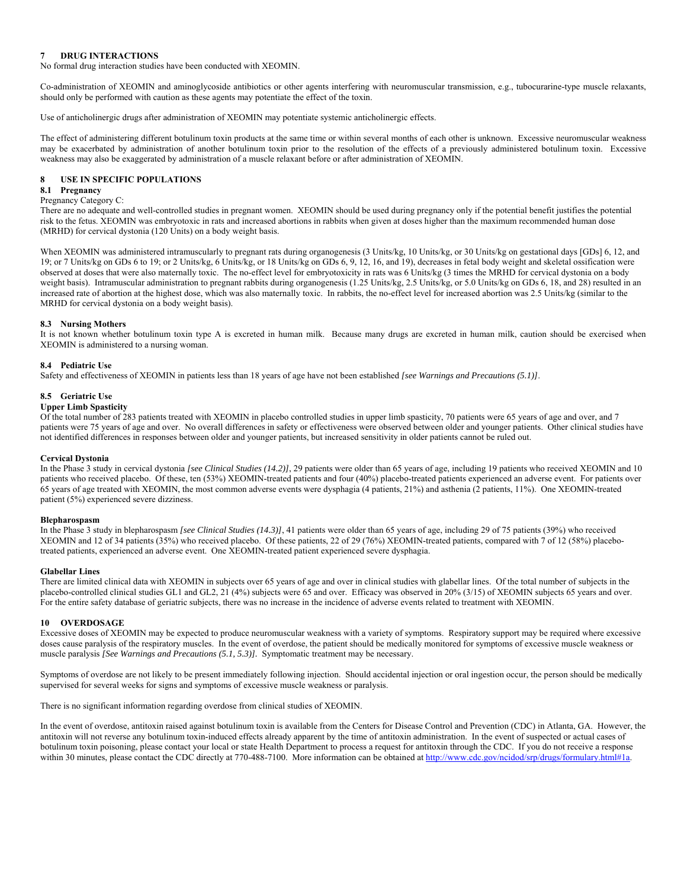## 7 DRUG INTERACTIONS

No formal drug interaction studies have been conducted with XEOMIN.

Co-administration of XEOMIN and aminoglycoside antibiotics or other agents interfering with neuromuscular transmission, e.g., tubocurarine-type muscle relaxants, should only be performed with caution as these agents may potentiate the effect of the toxin.

Use of anticholinergic drugs after administration of XEOMIN may potentiate systemic anticholinergic effects.

The effect of administering different botulinum toxin products at the same time or within several months of each other is unknown. Excessive neuromuscular weakness may be exacerbated by administration of another botulinum toxin prior to the resolution of the effects of a previously administered botulinum toxin. Excessive weakness may also be exaggerated by administration of a muscle relaxant before or after administration of XEOMIN.

## 8 USE IN SPECIFIC POPULATIONS

### 8.1 Pregnancy

Pregnancy Category C:

There are no adequate and well-controlled studies in pregnant women. XEOMIN should be used during pregnancy only if the potential benefit justifies the potential risk to the fetus. XEOMIN was embryotoxic in rats and increased abortions in rabbits when given at doses higher than the maximum recommended human dose (MRHD) for cervical dystonia (120 Units) on a body weight basis.

When XEOMIN was administered intramuscularly to pregnant rats during organogenesis (3 Units/kg, 10 Units/kg, or 30 Units/kg on gestational days [GDs] 6, 12, and 19; or 7 Units/kg on GDs 6 to 19; or 2 Units/kg, 6 Units/kg, or 18 Units/kg on GDs 6, 9, 12, 16, and 19), decreases in fetal body weight and skeletal ossification were observed at doses that were also maternally toxic. The no-effect level for embryotoxicity in rats was 6 Units/kg (3 times the MRHD for cervical dystonia on a body weight basis). Intramuscular administration to pregnant rabbits during organogenesis (1.25 Units/kg, 2.5 Units/kg, or 5.0 Units/kg on GDs 6, 18, and 28) resulted in an increased rate of abortion at the highest dose, which was also maternally toxic. In rabbits, the no-effect level for increased abortion was 2.5 Units/kg (similar to the MRHD for cervical dystonia on a body weight basis).

### 8.3 Nursing Mothers

It is not known whether botulinum toxin type A is excreted in human milk. Because many drugs are excreted in human milk, caution should be exercised when XEOMIN is administered to a nursing woman.

### 8.4 Pediatric Use

Safety and effectiveness of XEOMIN in patients less than 18 years of age have not been established *[see Warnings and Precautions (5.1)]*.

### 8.5 Geriatric Use

**Upper Limb Spasticity**

Of the total number of 283 patients treated with XEOMIN in placebo controlled studies in upper limb spasticity, 70 patients were 65 years of age and over, and 7 patients were 75 years of age and over. No overall differences in safety or effectiveness were observed between older and younger patients. Other clinical studies have not identified differences in responses between older and younger patients, but increased sensitivity in older patients cannot be ruled out.

**Cervical Dystonia**

In the Phase 3 study in cervical dystonia *[see Clinical Studies (14.2)]*, 29 patients were older than 65 years of age, including 19 patients who received XEOMIN and 10 patients who received placebo. Of these, ten (53%) XEOMIN-treated patients and four (40%) placebo-treated patients experienced an adverse event. For patients over 65 years of age treated with XEOMIN, the most common adverse events were dysphagia (4 patients, 21%) and asthenia (2 patients, 11%). One XEOMIN-treated patient (5%) experienced severe dizziness.

**Blepharospasm**

In the Phase 3 study in blepharospasm *[see Clinical Studies (14.3)]*, 41 patients were older than 65 years of age, including 29 of 75 patients (39%) who received XEOMIN and 12 of 34 patients (35%) who received placebo. Of these patients, 22 of 29 (76%) XEOMIN-treated patients, compared with 7 of 12 (58%) placebo-treated patients, experienced an adverse event. One XEOMIN-treated patient experienced severe dysphagia.

**Glabellar Lines**

There are limited clinical data with XEOMIN in subjects over 65 years of age and over in clinical studies with glabellar lines. Of the total number of subjects in the placebo-controlled clinical studies GL1 and GL2, 21 (4%) subjects were 65 and over. Efficacy was observed in 20% (3/15) of XEOMIN subjects 65 years and over. For the entire safety database of geriatric subjects, there was no increase in the incidence of adverse events related to treatment with XEOMIN.

## 10 OVERDOSAGE

Excessive doses of XEOMIN may be expected to produce neuromuscular weakness with a variety of symptoms. Respiratory support may be required where excessive doses cause paralysis of the respiratory muscles. In the event of overdose, the patient should be medically monitored for symptoms of excessive muscle weakness or muscle paralysis *[See Warnings and Precautions (5.1, 5.3)]*. Symptomatic treatment may be necessary.

Symptoms of overdose are not likely to be present immediately following injection. Should accidental injection or oral ingestion occur, the person should be medically supervised for several weeks for signs and symptoms of excessive muscle weakness or paralysis.

There is no significant information regarding overdose from clinical studies of XEOMIN.

In the event of overdose, antitoxin raised against botulinum toxin is available from the Centers for Disease Control and Prevention (CDC) in Atlanta, GA. However, the antitoxin will not reverse any botulinum toxin-induced effects already apparent by the time of antitoxin administration. In the event of suspected or actual cases of botulinum toxin poisoning, please contact your local or state Health Department to process a request for antitoxin through the CDC. If you do not receive a response within 30 minutes, please contact the CDC directly at 770-488-7100. More information can be obtained at http://www.cdc.gov/ncidod/srp/drugs/formulary.html#1a.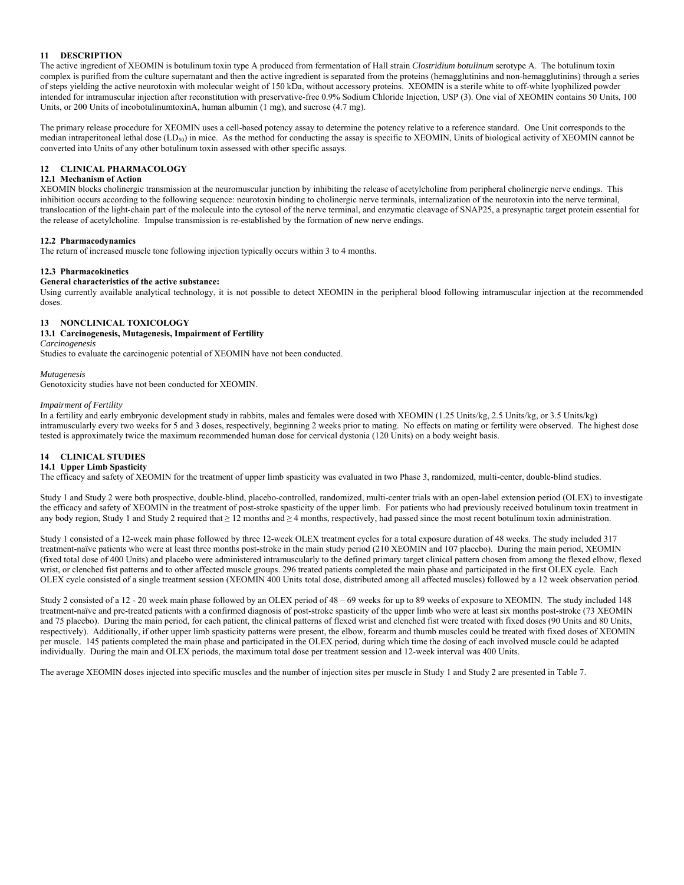## 11 DESCRIPTION

The active ingredient of XEOMIN is botulinum toxin type A produced from fermentation of Hall strain *Clostridium botulinum* serotype A. The botulinum toxin complex is purified from the culture supernatant and then the active ingredient is separated from the proteins (hemagglutinins and non-hemagglutinins) through a series of steps yielding the active neurotoxin with molecular weight of 150 kDa, without accessory proteins. XEOMIN is a sterile white to off-white lyophilized powder intended for intramuscular injection after reconstitution with preservative-free 0.9% Sodium Chloride Injection, USP (3). One vial of XEOMIN contains 50 Units, 100 Units, or 200 Units of incobotulinumtoxinA, human albumin (1 mg), and sucrose (4.7 mg).

The primary release procedure for XEOMIN uses a cell-based potency assay to determine the potency relative to a reference standard. One Unit corresponds to the median intraperitoneal lethal dose ($LD_{50}$) in mice. As the method for conducting the assay is specific to XEOMIN, Units of biological activity of XEOMIN cannot be converted into Units of any other botulinum toxin assessed with other specific assays.

## 12 CLINICAL PHARMACOLOGY

### 12.1 Mechanism of Action

XEOMIN blocks cholinergic transmission at the neuromuscular junction by inhibiting the release of acetylcholine from peripheral cholinergic nerve endings. This inhibition occurs according to the following sequence: neurotoxin binding to cholinergic nerve terminals, internalization of the neurotoxin into the nerve terminal, translocation of the light-chain part of the molecule into the cytosol of the nerve terminal, and enzymatic cleavage of SNAP25, a presynaptic target protein essential for the release of acetylcholine. Impulse transmission is re-established by the formation of new nerve endings.

### 12.2 Pharmacodynamics

The return of increased muscle tone following injection typically occurs within 3 to 4 months.

### 12.3 Pharmacokinetics

**General characteristics of the active substance:**

Using currently available analytical technology, it is not possible to detect XEOMIN in the peripheral blood following intramuscular injection at the recommended doses.

## 13 NONCLINICAL TOXICOLOGY

### 13.1 Carcinogenesis, Mutagenesis, Impairment of Fertility

*Carcinogenesis*

Studies to evaluate the carcinogenic potential of XEOMIN have not been conducted.

*Mutagenesis*

Genotoxicity studies have not been conducted for XEOMIN.

*Impairment of Fertility*

In a fertility and early embryonic development study in rabbits, males and females were dosed with XEOMIN (1.25 Units/kg, 2.5 Units/kg, or 3.5 Units/kg) intramuscularly every two weeks for 5 and 3 doses, respectively, beginning 2 weeks prior to mating. No effects on mating or fertility were observed. The highest dose tested is approximately twice the maximum recommended human dose for cervical dystonia (120 Units) on a body weight basis.

## 14 CLINICAL STUDIES

### 14.1 Upper Limb Spasticity

The efficacy and safety of XEOMIN for the treatment of upper limb spasticity was evaluated in two Phase 3, randomized, multi-center, double-blind studies.

Study 1 and Study 2 were both prospective, double-blind, placebo-controlled, randomized, multi-center trials with an open-label extension period (OLEX) to investigate the efficacy and safety of XEOMIN in the treatment of post-stroke spasticity of the upper limb. For patients who had previously received botulinum toxin treatment in any body region, Study 1 and Study 2 required that ≥ 12 months and ≥ 4 months, respectively, had passed since the most recent botulinum toxin administration.

Study 1 consisted of a 12-week main phase followed by three 12-week OLEX treatment cycles for a total exposure duration of 48 weeks. The study included 317 treatment-naïve patients who were at least three months post-stroke in the main study period (210 XEOMIN and 107 placebo). During the main period, XEOMIN (fixed total dose of 400 Units) and placebo were administered intramuscularly to the defined primary target clinical pattern chosen from among the flexed elbow, flexed wrist, or clenched fist patterns and to other affected muscle groups. 296 treated patients completed the main phase and participated in the first OLEX cycle. Each OLEX cycle consisted of a single treatment session (XEOMIN 400 Units total dose, distributed among all affected muscles) followed by a 12 week observation period.

Study 2 consisted of a 12 - 20 week main phase followed by an OLEX period of 48 – 69 weeks for up to 89 weeks of exposure to XEOMIN. The study included 148 treatment-naïve and pre-treated patients with a confirmed diagnosis of post-stroke spasticity of the upper limb who were at least six months post-stroke (73 XEOMIN and 75 placebo). During the main period, for each patient, the clinical patterns of flexed wrist and clenched fist were treated with fixed doses (90 Units and 80 Units, respectively). Additionally, if other upper limb spasticity patterns were present, the elbow, forearm and thumb muscles could be treated with fixed doses of XEOMIN per muscle. 145 patients completed the main phase and participated in the OLEX period, during which time the dosing of each involved muscle could be adapted individually. During the main and OLEX periods, the maximum total dose per treatment session and 12-week interval was 400 Units.

The average XEOMIN doses injected into specific muscles and the number of injection sites per muscle in Study 1 and Study 2 are presented in Table 7.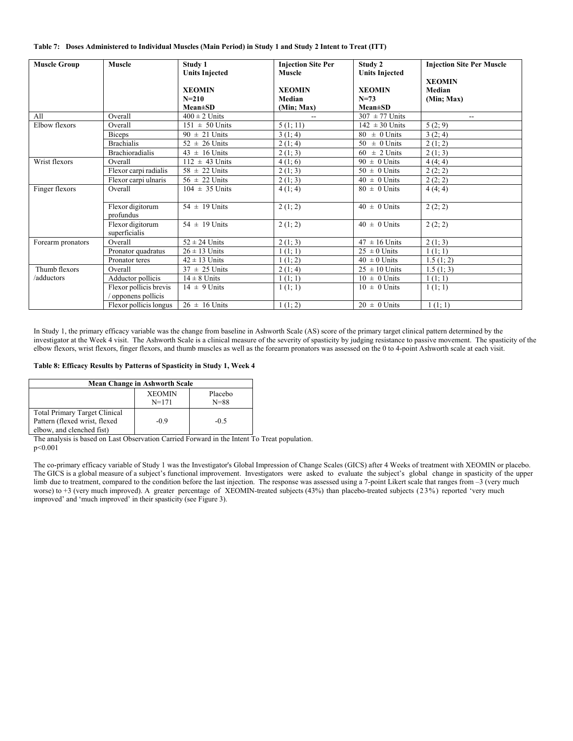**Table 7: Doses Administered to Individual Muscles (Main Period) in Study 1 and Study 2 Intent to Treat (ITT)**

| Muscle Group | Muscle | Study 1 Units Injected XEOMIN N=210 Mean±SD | Injection Site Per Muscle XEOMIN Median (Min; Max) | Study 2 Units Injected XEOMIN N=73 Mean±SD | Injection Site Per Muscle XEOMIN Median (Min; Max) |
|---|---|---|---|---|---|
| All | Overall | 400 ± 2 Units | -- | 307 ± 77 Units | -- |
| Elbow flexors | Overall | 151 ± 50 Units | 5 (1; 11) | 142 ± 30 Units | 5 (2; 9) |
| | Biceps | 90 ± 21 Units | 3 (1; 4) | 80 ± 0 Units | 3 (2; 4) |
| | Brachialis | 52 ± 26 Units | 2 (1; 4) | 50 ± 0 Units | 2 (1; 2) |
| | Brachioradialis | 43 ± 16 Units | 2 (1; 3) | 60 ± 2 Units | 2 (1; 3) |
| Wrist flexors | Overall | 112 ± 43 Units | 4 (1; 6) | 90 ± 0 Units | 4 (4; 4) |
| | Flexor carpi radialis | 58 ± 22 Units | 2 (1; 3) | 50 ± 0 Units | 2 (2; 2) |
| | Flexor carpi ulnaris | 56 ± 22 Units | 2 (1; 3) | 40 ± 0 Units | 2 (2; 2) |
| Finger flexors | Overall | 104 ± 35 Units | 4 (1; 4) | 80 ± 0 Units | 4 (4; 4) |
| | Flexor digitorum profundus | 54 ± 19 Units | 2 (1; 2) | 40 ± 0 Units | 2 (2; 2) |
| | Flexor digitorum superficialis | 54 ± 19 Units | 2 (1; 2) | 40 ± 0 Units | 2 (2; 2) |
| Forearm pronators | Overall | 52 ± 24 Units | 2 (1; 3) | 47 ± 16 Units | 2 (1; 3) |
| | Pronator quadratus | 26 ± 13 Units | 1 (1; 1) | 25 ± 0 Units | 1 (1; 1) |
| | Pronator teres | 42 ± 13 Units | 1 (1; 2) | 40 ± 0 Units | 1.5 (1; 2) |
| Thumb flexors /adductors | Overall | 37 ± 25 Units | 2 (1; 4) | 25 ± 10 Units | 1.5 (1; 3) |
| | Adductor pollicis | 14 ± 8 Units | 1 (1; 1) | 10 ± 0 Units | 1 (1; 1) |
| | Flexor pollicis brevis / opponens pollicis | 14 ± 9 Units | 1 (1; 1) | 10 ± 0 Units | 1 (1; 1) |
| | Flexor pollicis longus | 26 ± 16 Units | 1 (1; 2) | 20 ± 0 Units | 1 (1; 1) |

In Study 1, the primary efficacy variable was the change from baseline in Ashworth Scale (AS) score of the primary target clinical pattern determined by the investigator at the Week 4 visit. The Ashworth Scale is a clinical measure of the severity of spasticity by judging resistance to passive movement. The spasticity of the elbow flexors, wrist flexors, finger flexors, and thumb muscles as well as the forearm pronators was assessed on the 0 to 4-point Ashworth scale at each visit.

**Table 8: Efficacy Results by Patterns of Spasticity in Study 1, Week 4**

| Mean Change in Ashworth Scale | | |
|---|---|---|
| | XEOMIN N=171 | Placebo N=88 |
| Total Primary Target Clinical Pattern (flexed wrist, flexed elbow, and clenched fist) | -0.9 | -0.5 |

The analysis is based on Last Observation Carried Forward in the Intent To Treat population.
$p<0.001$

The co-primary efficacy variable of Study 1 was the Investigator's Global Impression of Change Scales (GICS) after 4 Weeks of treatment with XEOMIN or placebo. The GICS is a global measure of a subject's functional improvement. Investigators were asked to evaluate the subject's global change in spasticity of the upper limb due to treatment, compared to the condition before the last injection. The response was assessed using a 7-point Likert scale that ranges from –3 (very much worse) to +3 (very much improved). A greater percentage of XEOMIN-treated subjects (43%) than placebo-treated subjects (23%) reported 'very much improved' and 'much improved' in their spasticity (see Figure 3).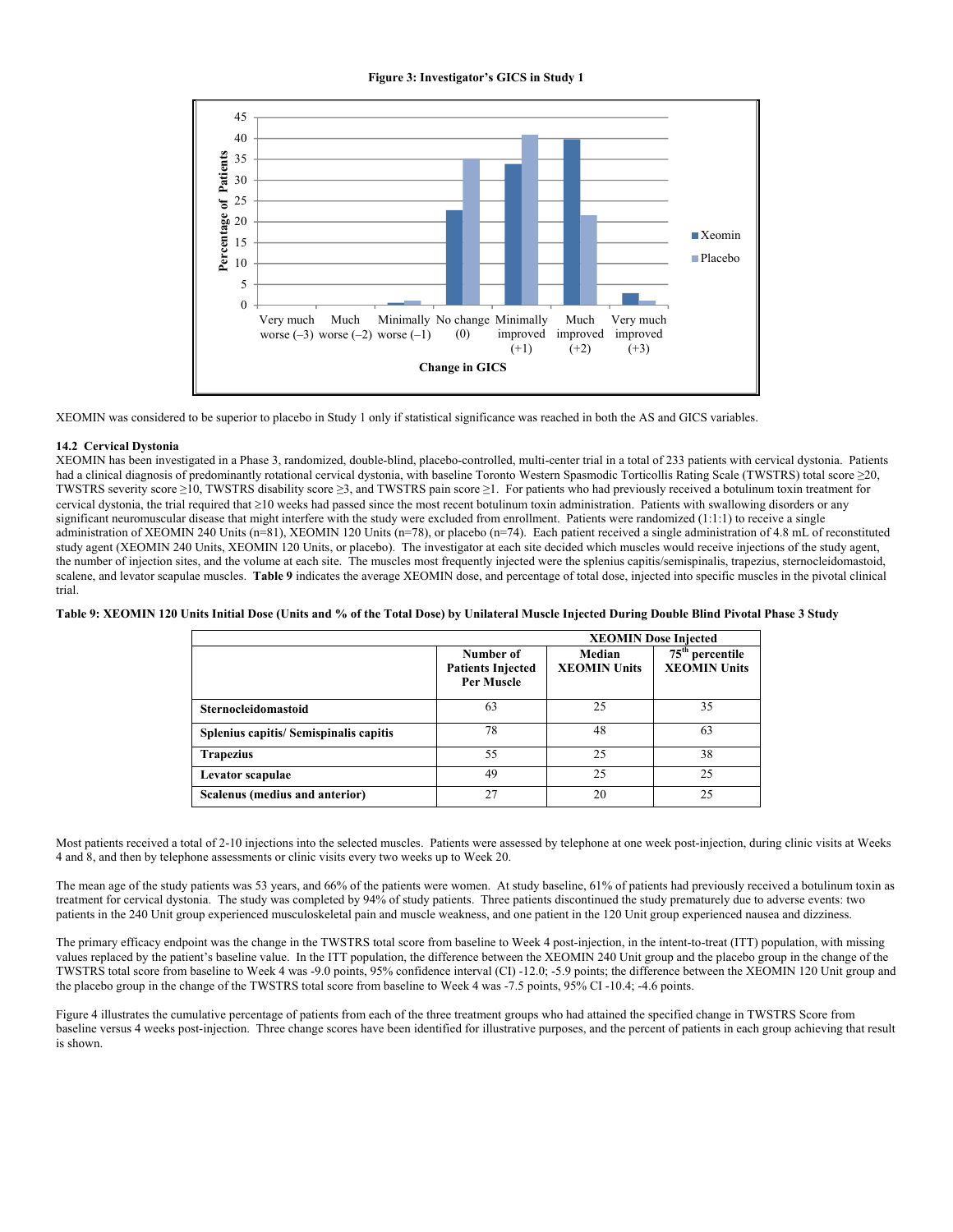**Figure 3: Investigator's GICS in Study 1**

XEOMIN was considered to be superior to placebo in Study 1 only if statistical significance was reached in both the AS and GICS variables.

### 14.2 Cervical Dystonia

XEOMIN has been investigated in a Phase 3, randomized, double-blind, placebo-controlled, multi-center trial in a total of 233 patients with cervical dystonia. Patients had a clinical diagnosis of predominantly rotational cervical dystonia, with baseline Toronto Western Spasmodic Torticollis Rating Scale (TWSTRS) total score ≥20, TWSTRS severity score ≥10, TWSTRS disability score ≥3, and TWSTRS pain score ≥1. For patients who had previously received a botulinum toxin treatment for cervical dystonia, the trial required that ≥10 weeks had passed since the most recent botulinum toxin administration. Patients with swallowing disorders or any significant neuromuscular disease that might interfere with the study were excluded from enrollment. Patients were randomized (1:1:1) to receive a single administration of XEOMIN 240 Units (n=81), XEOMIN 120 Units (n=78), or placebo (n=74). Each patient received a single administration of 4.8 mL of reconstituted study agent (XEOMIN 240 Units, XEOMIN 120 Units, or placebo). The investigator at each site decided which muscles would receive injections of the study agent, the number of injection sites, and the volume at each site. The muscles most frequently injected were the splenius capitis/semispinalis, trapezius, sternocleidomastoid, scalene, and levator scapulae muscles. **Table 9** indicates the average XEOMIN dose, and percentage of total dose, injected into specific muscles in the pivotal clinical trial.

**Table 9: XEOMIN 120 Units Initial Dose (Units and % of the Total Dose) by Unilateral Muscle Injected During Double Blind Pivotal Phase 3 Study**

| | | XEOMIN Dose Injected | |
|---|---|---|---|
| | **Number of Patients Injected Per Muscle** | **Median XEOMIN Units** | **75th percentile XEOMIN Units** |
| **Sternocleidomastoid** | 63 | 25 | 35 |
| **Splenius capitis/ Semispinalis capitis** | 78 | 48 | 63 |
| **Trapezius** | 55 | 25 | 38 |
| **Levator scapulae** | 49 | 25 | 25 |
| **Scalenus (medius and anterior)** | 27 | 20 | 25 |

Most patients received a total of 2-10 injections into the selected muscles. Patients were assessed by telephone at one week post-injection, during clinic visits at Weeks 4 and 8, and then by telephone assessments or clinic visits every two weeks up to Week 20.

The mean age of the study patients was 53 years, and 66% of the patients were women. At study baseline, 61% of patients had previously received a botulinum toxin as treatment for cervical dystonia. The study was completed by 94% of study patients. Three patients discontinued the study prematurely due to adverse events: two patients in the 240 Unit group experienced musculoskeletal pain and muscle weakness, and one patient in the 120 Unit group experienced nausea and dizziness.

The primary efficacy endpoint was the change in the TWSTRS total score from baseline to Week 4 post-injection, in the intent-to-treat (ITT) population, with missing values replaced by the patient's baseline value. In the ITT population, the difference between the XEOMIN 240 Unit group and the placebo group in the change of the TWSTRS total score from baseline to Week 4 was -9.0 points, 95% confidence interval (CI) -12.0; -5.9 points; the difference between the XEOMIN 120 Unit group and the placebo group in the change of the TWSTRS total score from baseline to Week 4 was -7.5 points, 95% CI -10.4; -4.6 points.

Figure 4 illustrates the cumulative percentage of patients from each of the three treatment groups who had attained the specified change in TWSTRS Score from baseline versus 4 weeks post-injection. Three change scores have been identified for illustrative purposes, and the percent of patients in each group achieving that result is shown.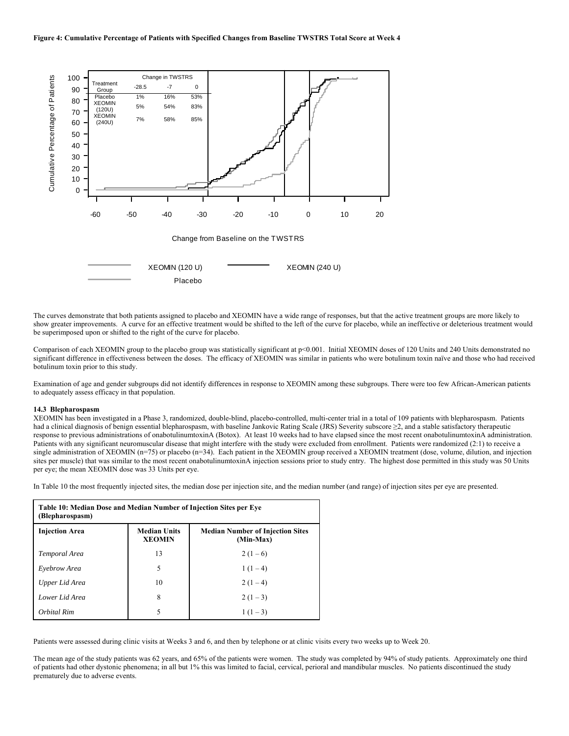**Figure 4: Cumulative Percentage of Patients with Specified Changes from Baseline TWSTRS Total Score at Week 4**

| Treatment Group | Change in TWSTRS -28.5 | -7 | 0 |
|---|---|---|---|
| Placebo | 1% | 16% | 53% |
| XEOMIN (120U) | 5% | 54% | 83% |
| XEOMIN (240U) | 7% | 58% | 85% |

The curves demonstrate that both patients assigned to placebo and XEOMIN have a wide range of responses, but that the active treatment groups are more likely to show greater improvements. A curve for an effective treatment would be shifted to the left of the curve for placebo, while an ineffective or deleterious treatment would be superimposed upon or shifted to the right of the curve for placebo.

Comparison of each XEOMIN group to the placebo group was statistically significant at $p<0.001$. Initial XEOMIN doses of 120 Units and 240 Units demonstrated no significant difference in effectiveness between the doses. The efficacy of XEOMIN was similar in patients who were botulinum toxin naïve and those who had received botulinum toxin prior to this study.

Examination of age and gender subgroups did not identify differences in response to XEOMIN among these subgroups. There were too few African-American patients to adequately assess efficacy in that population.

### 14.3 Blepharospasm

XEOMIN has been investigated in a Phase 3, randomized, double-blind, placebo-controlled, multi-center trial in a total of 109 patients with blepharospasm. Patients had a clinical diagnosis of benign essential blepharospasm, with baseline Jankovic Rating Scale (JRS) Severity subscore $\geq 2$, and a stable satisfactory therapeutic response to previous administrations of onabotulinumtoxinA (Botox). At least 10 weeks had to have elapsed since the most recent onabotulinumtoxinA administration. Patients with any significant neuromuscular disease that might interfere with the study were excluded from enrollment. Patients were randomized (2:1) to receive a single administration of XEOMIN (n=75) or placebo (n=34). Each patient in the XEOMIN group received a XEOMIN treatment (dose, volume, dilution, and injection sites per muscle) that was similar to the most recent onabotulinumtoxinA injection sessions prior to study entry. The highest dose permitted in this study was 50 Units per eye; the mean XEOMIN dose was 33 Units per eye.

In Table 10 the most frequently injected sites, the median dose per injection site, and the median number (and range) of injection sites per eye are presented.

**Table 10: Median Dose and Median Number of Injection Sites per Eye (Blepharospasm)**

| Injection Area | Median Units XEOMIN | Median Number of Injection Sites (Min-Max) |
|---|---|---|
| *Temporal Area* | 13 | 2 (1 – 6) |
| *Eyebrow Area* | 5 | 1 (1 – 4) |
| *Upper Lid Area* | 10 | 2 (1 – 4) |
| *Lower Lid Area* | 8 | 2 (1 – 3) |
| *Orbital Rim* | 5 | 1 (1 – 3) |

Patients were assessed during clinic visits at Weeks 3 and 6, and then by telephone or at clinic visits every two weeks up to Week 20.

The mean age of the study patients was 62 years, and 65% of the patients were women. The study was completed by 94% of study patients. Approximately one third of patients had other dystonic phenomena; in all but 1% this was limited to facial, cervical, perioral and mandibular muscles. No patients discontinued the study prematurely due to adverse events.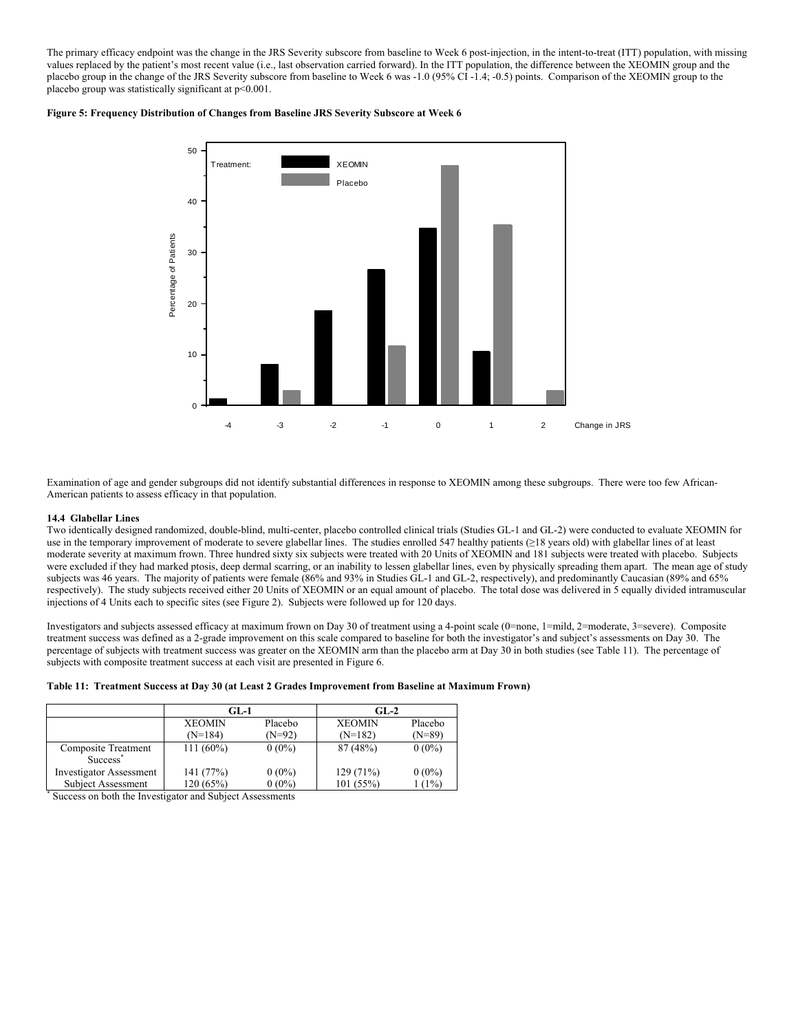The primary efficacy endpoint was the change in the JRS Severity subscore from baseline to Week 6 post-injection, in the intent-to-treat (ITT) population, with missing values replaced by the patient's most recent value (i.e., last observation carried forward). In the ITT population, the difference between the XEOMIN group and the placebo group in the change of the JRS Severity subscore from baseline to Week 6 was -1.0 (95% CI -1.4; -0.5) points. Comparison of the XEOMIN group to the placebo group was statistically significant at $p<0.001$.

**Figure 5: Frequency Distribution of Changes from Baseline JRS Severity Subscore at Week 6**

Examination of age and gender subgroups did not identify substantial differences in response to XEOMIN among these subgroups. There were too few African-American patients to assess efficacy in that population.

### 14.4 Glabellar Lines

Two identically designed randomized, double-blind, multi-center, placebo controlled clinical trials (Studies GL-1 and GL-2) were conducted to evaluate XEOMIN for use in the temporary improvement of moderate to severe glabellar lines. The studies enrolled 547 healthy patients (≥18 years old) with glabellar lines of at least moderate severity at maximum frown. Three hundred sixty six subjects were treated with 20 Units of XEOMIN and 181 subjects were treated with placebo. Subjects were excluded if they had marked ptosis, deep dermal scarring, or an inability to lessen glabellar lines, even by physically spreading them apart. The mean age of study subjects was 46 years. The majority of patients were female (86% and 93% in Studies GL-1 and GL-2, respectively), and predominantly Caucasian (89% and 65% respectively). The study subjects received either 20 Units of XEOMIN or an equal amount of placebo. The total dose was delivered in 5 equally divided intramuscular injections of 4 Units each to specific sites (see Figure 2). Subjects were followed up for 120 days.

Investigators and subjects assessed efficacy at maximum frown on Day 30 of treatment using a 4-point scale (0=none, 1=mild, 2=moderate, 3=severe). Composite treatment success was defined as a 2-grade improvement on this scale compared to baseline for both the investigator's and subject's assessments on Day 30. The percentage of subjects with treatment success was greater on the XEOMIN arm than the placebo arm at Day 30 in both studies (see Table 11). The percentage of subjects with composite treatment success at each visit are presented in Figure 6.

**Table 11: Treatment Success at Day 30 (at Least 2 Grades Improvement from Baseline at Maximum Frown)**

| | GL-1 | | GL-2 | |
|---|---|---|---|---|
| | XEOMIN (N=184) | Placebo (N=92) | XEOMIN (N=182) | Placebo (N=89) |
| Composite Treatment Success* | 111 (60%) | 0 (0%) | 87 (48%) | 0 (0%) |
| Investigator Assessment | 141 (77%) | 0 (0%) | 129 (71%) | 0 (0%) |
| Subject Assessment | 120 (65%) | 0 (0%) | 101 (55%) | 1 (1%) |

\* Success on both the Investigator and Subject Assessments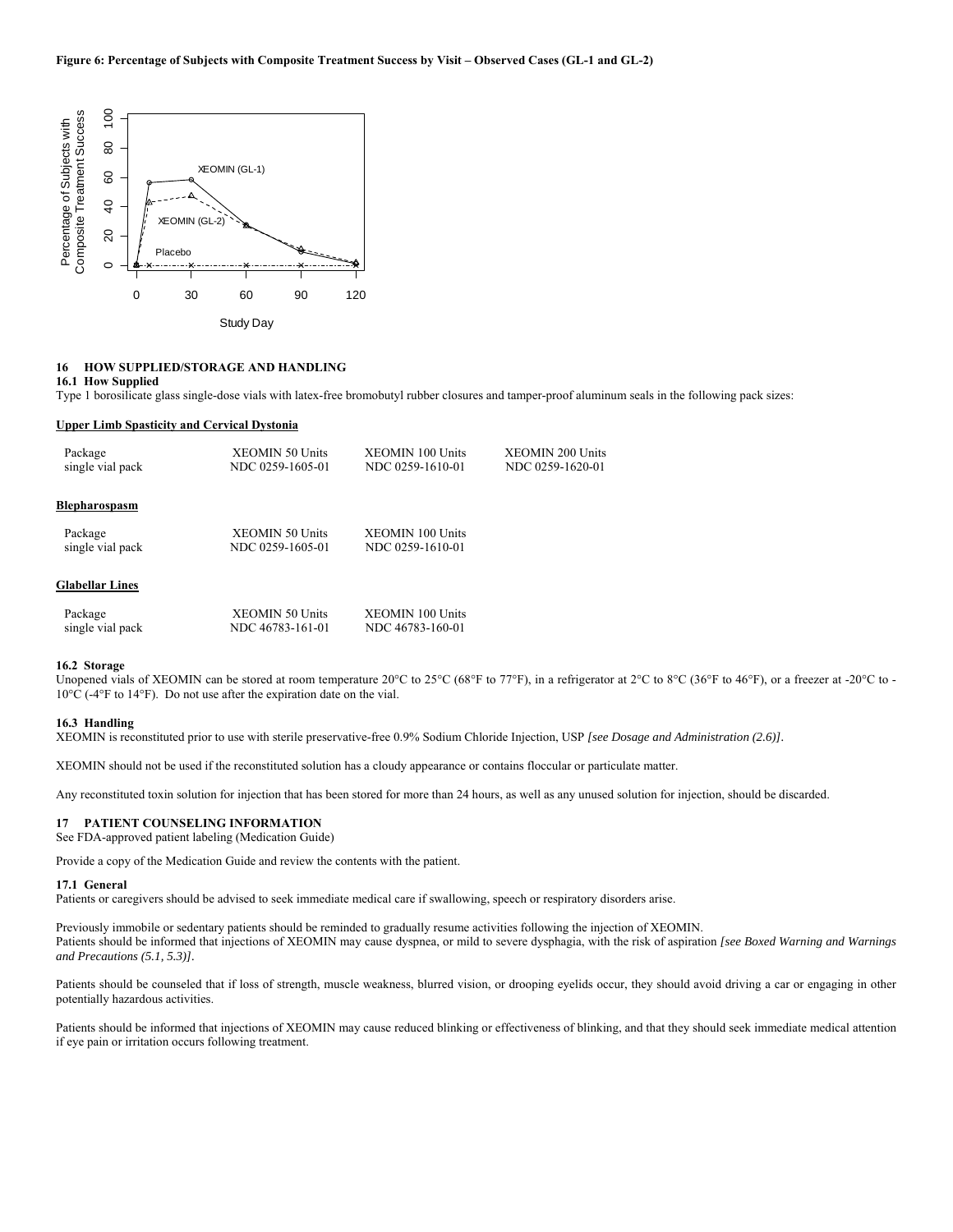**Figure 6: Percentage of Subjects with Composite Treatment Success by Visit – Observed Cases (GL-1 and GL-2)**

## 16 HOW SUPPLIED/STORAGE AND HANDLING

### 16.1 How Supplied

Type 1 borosilicate glass single-dose vials with latex-free bromobutyl rubber closures and tamper-proof aluminum seals in the following pack sizes:

**Upper Limb Spasticity and Cervical Dystonia**

| Package | XEOMIN 50 Units | XEOMIN 100 Units | XEOMIN 200 Units |
|---|---|---|---|
| single vial pack | NDC 0259-1605-01 | NDC 0259-1610-01 | NDC 0259-1620-01 |

**Blepharospasm**

| Package | XEOMIN 50 Units | XEOMIN 100 Units |
|---|---|---|
| single vial pack | NDC 0259-1605-01 | NDC 0259-1610-01 |

**Glabellar Lines**

| Package | XEOMIN 50 Units | XEOMIN 100 Units |
|---|---|---|
| single vial pack | NDC 46783-161-01 | NDC 46783-160-01 |

### 16.2 Storage

Unopened vials of XEOMIN can be stored at room temperature 20°C to 25°C (68°F to 77°F), in a refrigerator at 2°C to 8°C (36°F to 46°F), or a freezer at -20°C to -10°C (-4°F to 14°F). Do not use after the expiration date on the vial.

### 16.3 Handling

XEOMIN is reconstituted prior to use with sterile preservative-free 0.9% Sodium Chloride Injection, USP *[see Dosage and Administration (2.6)]*.

XEOMIN should not be used if the reconstituted solution has a cloudy appearance or contains floccular or particulate matter.

Any reconstituted toxin solution for injection that has been stored for more than 24 hours, as well as any unused solution for injection, should be discarded.

## 17 PATIENT COUNSELING INFORMATION

See FDA-approved patient labeling (Medication Guide)

Provide a copy of the Medication Guide and review the contents with the patient.

### 17.1 General

Patients or caregivers should be advised to seek immediate medical care if swallowing, speech or respiratory disorders arise.

Previously immobile or sedentary patients should be reminded to gradually resume activities following the injection of XEOMIN.
Patients should be informed that injections of XEOMIN may cause dyspnea, or mild to severe dysphagia, with the risk of aspiration *[see Boxed Warning and Warnings and Precautions (5.1, 5.3)]*.

Patients should be counseled that if loss of strength, muscle weakness, blurred vision, or drooping eyelids occur, they should avoid driving a car or engaging in other potentially hazardous activities.

Patients should be informed that injections of XEOMIN may cause reduced blinking or effectiveness of blinking, and that they should seek immediate medical attention if eye pain or irritation occurs following treatment.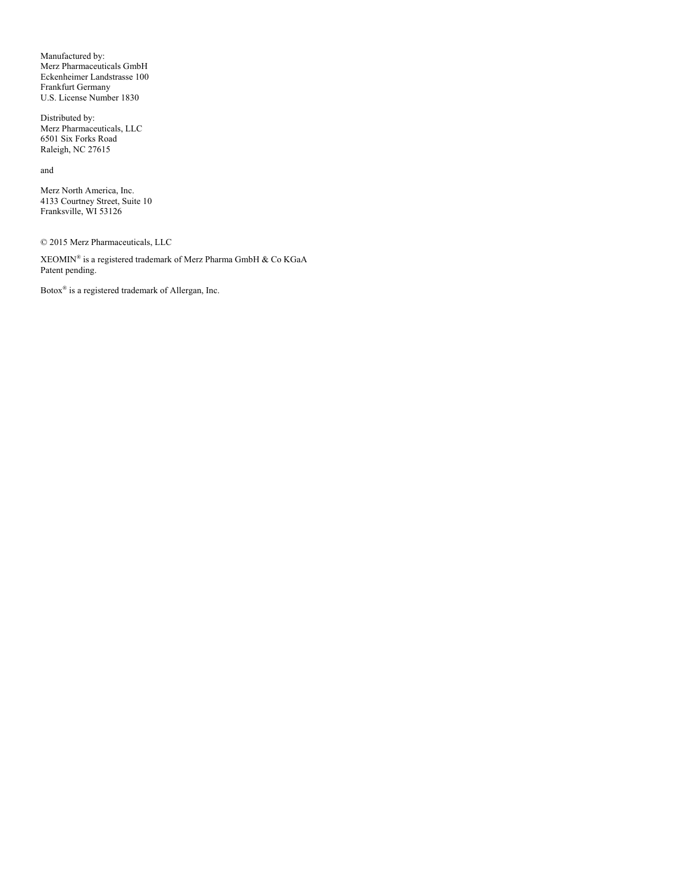Manufactured by:
Merz Pharmaceuticals GmbH
Eckenheimer Landstrasse 100
Frankfurt Germany
U.S. License Number 1830

Distributed by:
Merz Pharmaceuticals, LLC
6501 Six Forks Road
Raleigh, NC 27615

and

Merz North America, Inc.
4133 Courtney Street, Suite 10
Franksville, WI 53126

© 2015 Merz Pharmaceuticals, LLC

XEOMIN® is a registered trademark of Merz Pharma GmbH & Co KGaA
Patent pending.

Botox® is a registered trademark of Allergan, Inc.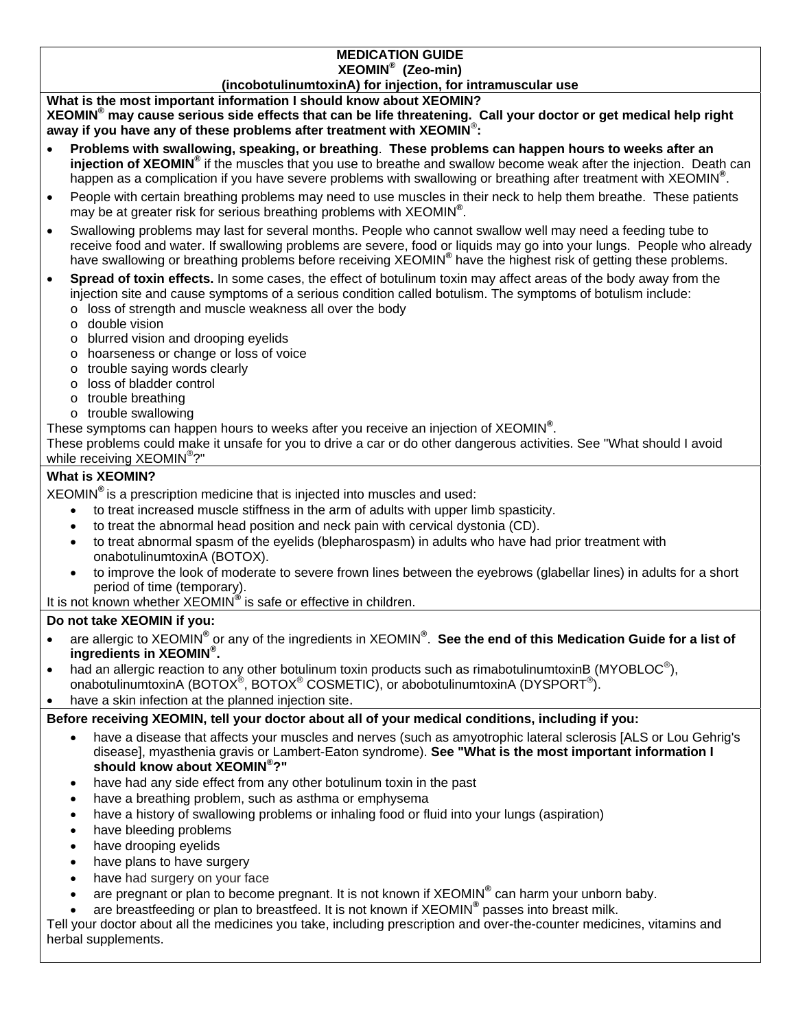**MEDICATION GUIDE**
**XEOMIN® (Zeo-min)**
**(incobotulinumtoxinA) for injection, for intramuscular use**

**What is the most important information I should know about XEOMIN?**

**XEOMIN® may cause serious side effects that can be life threatening. Call your doctor or get medical help right away if you have any of these problems after treatment with XEOMIN®:**

- **Problems with swallowing, speaking, or breathing**. **These problems can happen hours to weeks after an injection of XEOMIN®** if the muscles that you use to breathe and swallow become weak after the injection. Death can happen as a complication if you have severe problems with swallowing or breathing after treatment with XEOMIN®.
- People with certain breathing problems may need to use muscles in their neck to help them breathe. These patients may be at greater risk for serious breathing problems with XEOMIN®.
- Swallowing problems may last for several months. People who cannot swallow well may need a feeding tube to receive food and water. If swallowing problems are severe, food or liquids may go into your lungs. People who already have swallowing or breathing problems before receiving XEOMIN® have the highest risk of getting these problems.
- **Spread of toxin effects.** In some cases, the effect of botulinum toxin may affect areas of the body away from the injection site and cause symptoms of a serious condition called botulism. The symptoms of botulism include:
  - loss of strength and muscle weakness all over the body
  - double vision
  - blurred vision and drooping eyelids
  - hoarseness or change or loss of voice
  - trouble saying words clearly
  - loss of bladder control
  - trouble breathing
  - trouble swallowing

These symptoms can happen hours to weeks after you receive an injection of XEOMIN®.

These problems could make it unsafe for you to drive a car or do other dangerous activities. See "What should I avoid while receiving XEOMIN®?"

**What is XEOMIN?**

XEOMIN® is a prescription medicine that is injected into muscles and used:

- to treat increased muscle stiffness in the arm of adults with upper limb spasticity.
- to treat the abnormal head position and neck pain with cervical dystonia (CD).
- to treat abnormal spasm of the eyelids (blepharospasm) in adults who have had prior treatment with onabotulinumtoxinA (BOTOX).
- to improve the look of moderate to severe frown lines between the eyebrows (glabellar lines) in adults for a short period of time (temporary).

It is not known whether XEOMIN® is safe or effective in children.

**Do not take XEOMIN if you:**

- are allergic to XEOMIN® or any of the ingredients in XEOMIN®. **See the end of this Medication Guide for a list of ingredients in XEOMIN®.**
- had an allergic reaction to any other botulinum toxin products such as rimabotulinumtoxinB (MYOBLOC®), onabotulinumtoxinA (BOTOX®, BOTOX® COSMETIC), or abobotulinumtoxinA (DYSPORT®).
- have a skin infection at the planned injection site.

**Before receiving XEOMIN, tell your doctor about all of your medical conditions, including if you:**

- have a disease that affects your muscles and nerves (such as amyotrophic lateral sclerosis [ALS or Lou Gehrig's disease], myasthenia gravis or Lambert-Eaton syndrome). **See "What is the most important information I should know about XEOMIN®?"**
- have had any side effect from any other botulinum toxin in the past
- have a breathing problem, such as asthma or emphysema
- have a history of swallowing problems or inhaling food or fluid into your lungs (aspiration)
- have bleeding problems
- have drooping eyelids
- have plans to have surgery
- have had surgery on your face
- are pregnant or plan to become pregnant. It is not known if XEOMIN® can harm your unborn baby.
- are breastfeeding or plan to breastfeed. It is not known if XEOMIN® passes into breast milk.

Tell your doctor about all the medicines you take, including prescription and over-the-counter medicines, vitamins and herbal supplements.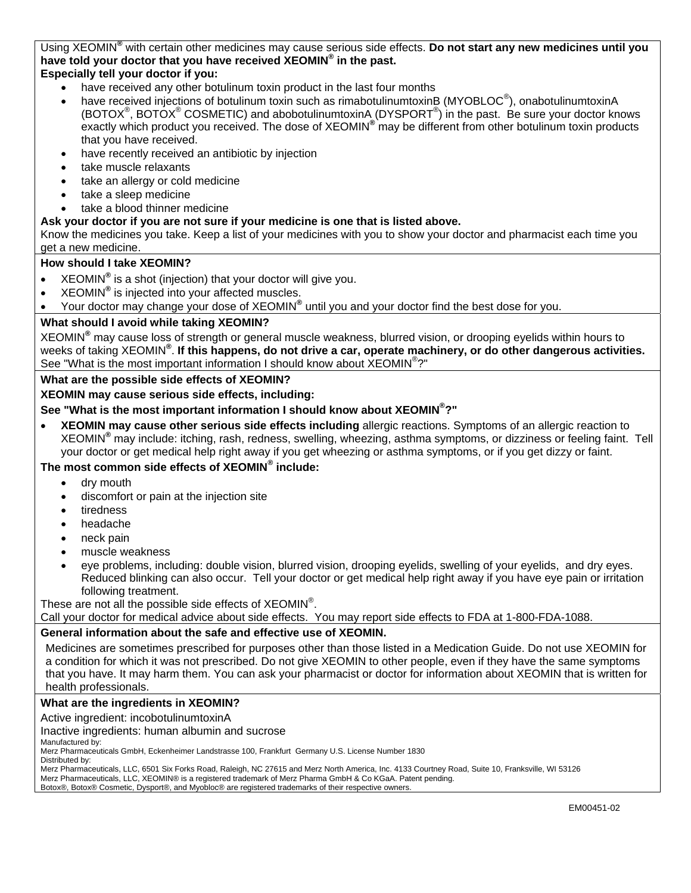Using XEOMIN® with certain other medicines may cause serious side effects. **Do not start any new medicines until you have told your doctor that you have received XEOMIN® in the past.**

**Especially tell your doctor if you:**

- have received any other botulinum toxin product in the last four months
- have received injections of botulinum toxin such as rimabotulinumtoxinB (MYOBLOC®), onabotulinumtoxinA (BOTOX®, BOTOX® COSMETIC) and abobotulinumtoxinA (DYSPORT®) in the past. Be sure your doctor knows exactly which product you received. The dose of XEOMIN® may be different from other botulinum toxin products that you have received.
- have recently received an antibiotic by injection
- take muscle relaxants
- take an allergy or cold medicine
- take a sleep medicine
- take a blood thinner medicine

**Ask your doctor if you are not sure if your medicine is one that is listed above.**

Know the medicines you take. Keep a list of your medicines with you to show your doctor and pharmacist each time you get a new medicine.

**How should I take XEOMIN?**

- XEOMIN® is a shot (injection) that your doctor will give you.
- XEOMIN® is injected into your affected muscles.
- Your doctor may change your dose of XEOMIN® until you and your doctor find the best dose for you.

**What should I avoid while taking XEOMIN?**

XEOMIN® may cause loss of strength or general muscle weakness, blurred vision, or drooping eyelids within hours to weeks of taking XEOMIN®. **If this happens, do not drive a car, operate machinery, or do other dangerous activities.** See "What is the most important information I should know about XEOMIN®?"

**What are the possible side effects of XEOMIN?**

**XEOMIN may cause serious side effects, including:**

**See "What is the most important information I should know about XEOMIN®?"**

- **XEOMIN may cause other serious side effects including** allergic reactions. Symptoms of an allergic reaction to XEOMIN® may include: itching, rash, redness, swelling, wheezing, asthma symptoms, or dizziness or feeling faint. Tell your doctor or get medical help right away if you get wheezing or asthma symptoms, or if you get dizzy or faint.

**The most common side effects of XEOMIN® include:**

- dry mouth
- discomfort or pain at the injection site
- tiredness
- headache
- neck pain
- muscle weakness
- eye problems, including: double vision, blurred vision, drooping eyelids, swelling of your eyelids, and dry eyes. Reduced blinking can also occur. Tell your doctor or get medical help right away if you have eye pain or irritation following treatment.

These are not all the possible side effects of XEOMIN®.

Call your doctor for medical advice about side effects. You may report side effects to FDA at 1-800-FDA-1088.

**General information about the safe and effective use of XEOMIN.**

Medicines are sometimes prescribed for purposes other than those listed in a Medication Guide. Do not use XEOMIN for a condition for which it was not prescribed. Do not give XEOMIN to other people, even if they have the same symptoms that you have. It may harm them. You can ask your pharmacist or doctor for information about XEOMIN that is written for health professionals.

**What are the ingredients in XEOMIN?**

Active ingredient: incobotulinumtoxinA

Inactive ingredients: human albumin and sucrose

Manufactured by:
Merz Pharmaceuticals GmbH, Eckenheimer Landstrasse 100, Frankfurt Germany U.S. License Number 1830
Distributed by:
Merz Pharmaceuticals, LLC, 6501 Six Forks Road, Raleigh, NC 27615 and Merz North America, Inc. 4133 Courtney Road, Suite 10, Franksville, WI 53126
Merz Pharmaceuticals, LLC, XEOMIN® is a registered trademark of Merz Pharma GmbH & Co KGaA. Patent pending.
Botox®, Botox® Cosmetic, Dysport®, and Myobloc® are registered trademarks of their respective owners.

EM00451-02